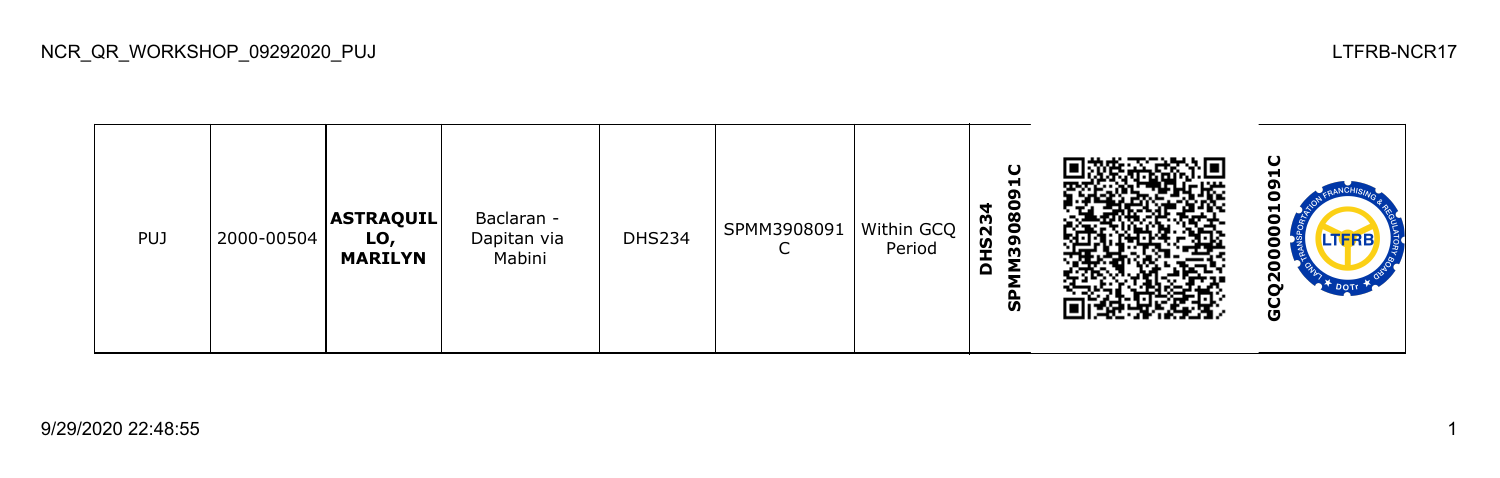NCR_QR_WORKSHOP_09292020_PUJ

LTFRB-NCR17

| PUJ | 2000-00504 | **ASTRAQUILLO, MARILYN** | Baclaran - Dapitan via Mabini | DHS234 | SPMM3908091C | Within GCQ Period | **DHS234 SPMM3908091C** | | **GCQ2000001091C** |
|---|---|---|---|---|---|---|---|---|---|

9/29/2020 22:48:55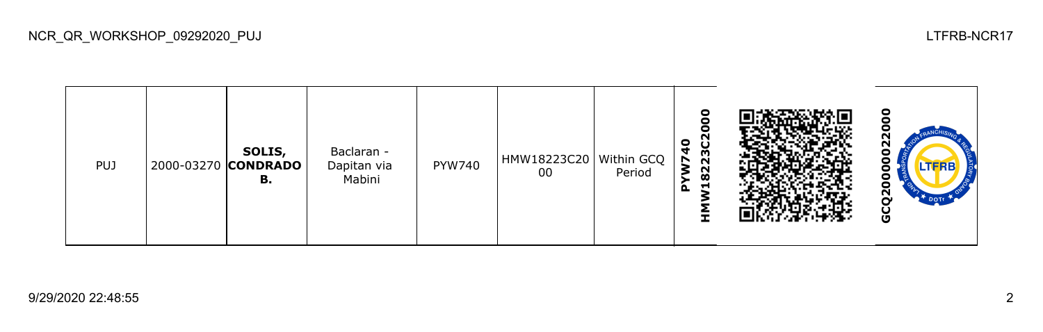NCR_QR_WORKSHOP_09292020_PUJ

LTFRB-NCR17

| | | | | | | | | | |
|---|---|---|---|---|---|---|---|---|---|
| PUJ | 2000-03270 | **SOLIS, CONDRADO B.** | Baclaran - Dapitan via Mabini | PYW740 | HMW18223C2000 | Within GCQ Period | **PYW740 HMW18223C2000** | | **GCQ2000022000** |

9/29/2020 22:48:55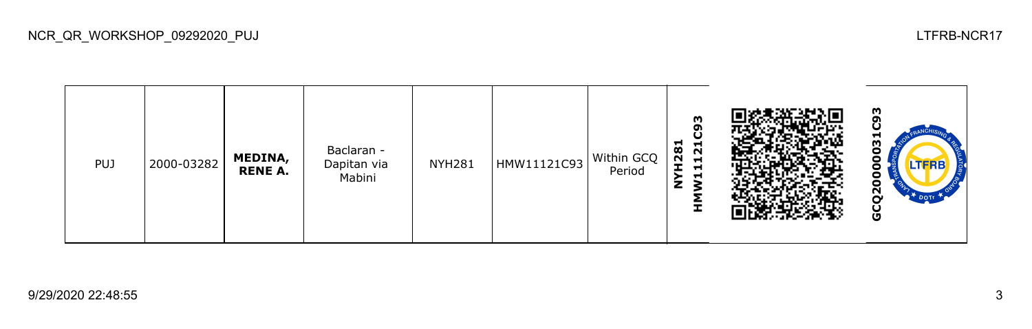| PUJ | 2000-03282 | **MEDINA, RENE A.** | Baclaran - Dapitan via Mabini | NYH281 | HMW11121C93 | Within GCQ Period | **NYH281 HMW11121C93** | | **GCQ20000031C93** |
|---|---|---|---|---|---|---|---|---|---|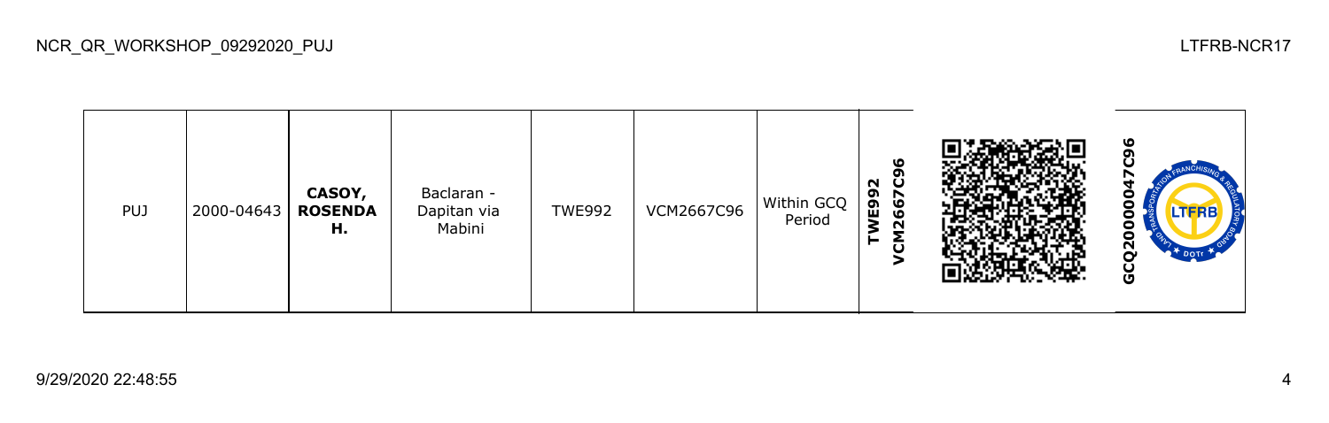| PUJ | 2000-04643 | **CASOY, ROSENDA H.** | Baclaran - Dapitan via Mabini | TWE992 | VCM2667C96 | Within GCQ Period | **TWE992 VCM2667C96** | | **GCQ20000047C96** |
|---|---|---|---|---|---|---|---|---|---|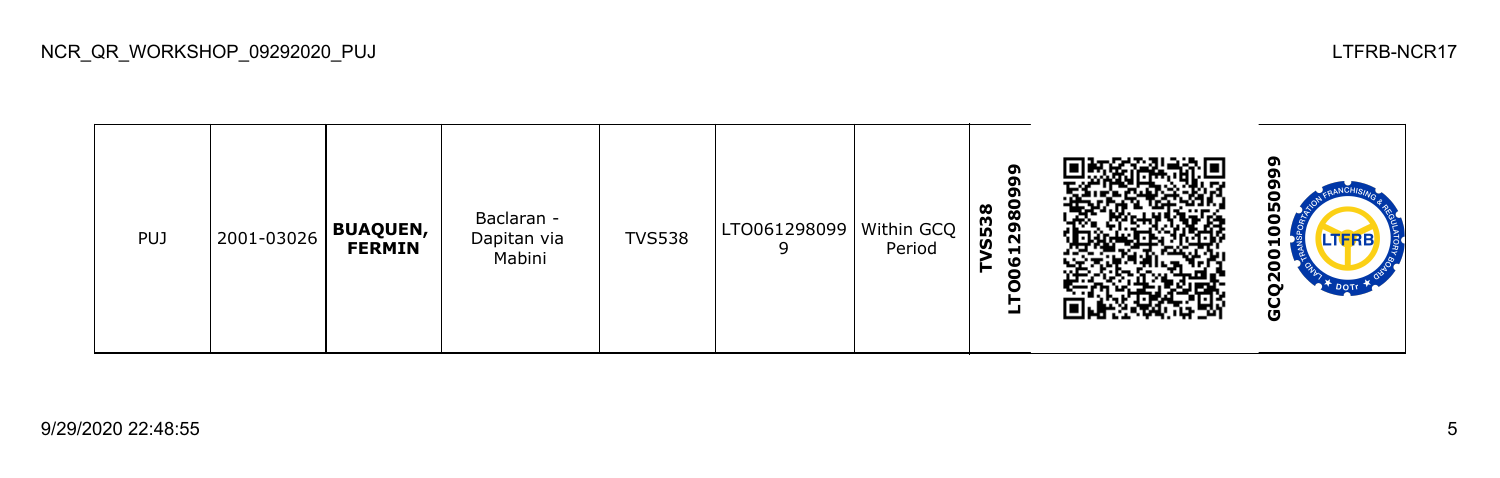| PUJ | 2001-03026 | **BUAQUEN, FERMIN** | Baclaran - Dapitan via Mabini | TVS538 | LTO0612980999 | Within GCQ Period | **TVS538 LTO0612980999** | | **GCQ20010050999** |
|---|---|---|---|---|---|---|---|---|---|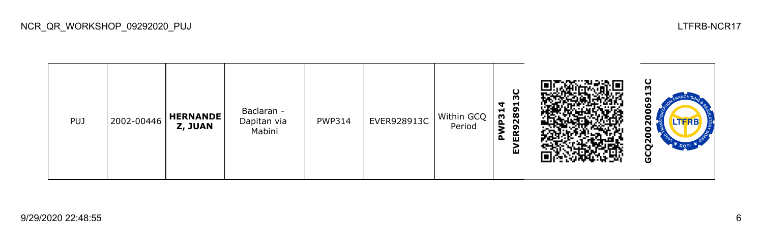| PUJ | 2002-00446 | **HERNANDEZ, JUAN** | Baclaran - Dapitan via Mabini | PWP314 | EVER928913C | Within GCQ Period | **PWP314 EVER928913C** | | **GCQ2002006913C** |
|---|---|---|---|---|---|---|---|---|---|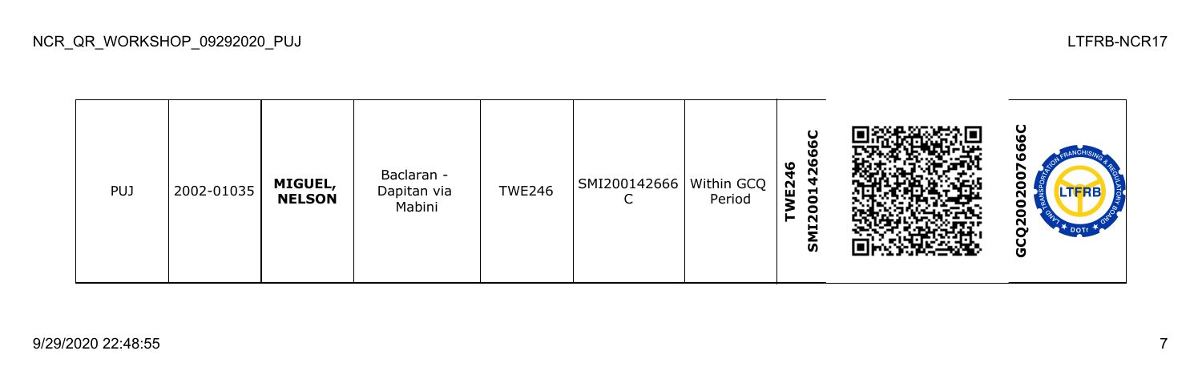| PUJ | 2002-01035 | **MIGUEL, NELSON** | Baclaran - Dapitan via Mabini | TWE246 | SMI200142666C | Within GCQ Period | **TWE246 SMI200142666C** | | **GCQ2002007666C** |
|---|---|---|---|---|---|---|---|---|---|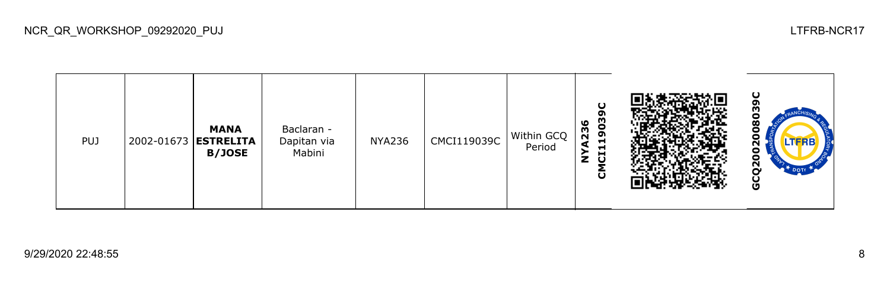| PUJ | 2002-01673 | **MANA ESTRELITA B/JOSE** | Baclaran - Dapitan via Mabini | NYA236 | CMCI119039C | Within GCQ Period | **NYA236 CMCI119039C** | | **GCQ2002008039C** |
|---|---|---|---|---|---|---|---|---|---|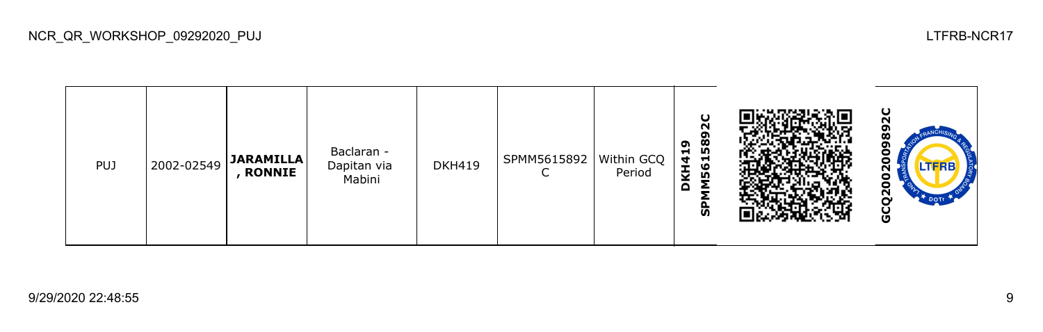| PUJ | 2002-02549 | **JARAMILLA, RONNIE** | Baclaran - Dapitan via Mabini | DKH419 | SPMM5615892C | Within GCQ Period | **DKH419 SPMM5615892C** | | **GCQ2002009892C** |
|---|---|---|---|---|---|---|---|---|---|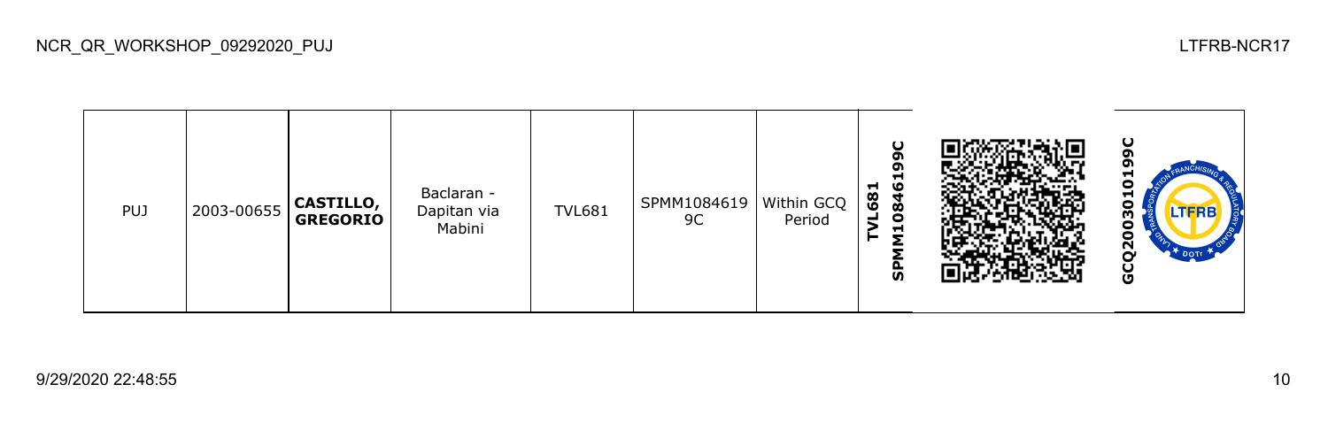| PUJ | 2003-00655 | **CASTILLO, GREGORIO** | Baclaran - Dapitan via Mabini | TVL681 | SPMM1084619 9C | Within GCQ Period | **TVL681 SPMM10846199C** | | **GCQ2003010199C** |
|---|---|---|---|---|---|---|---|---|---|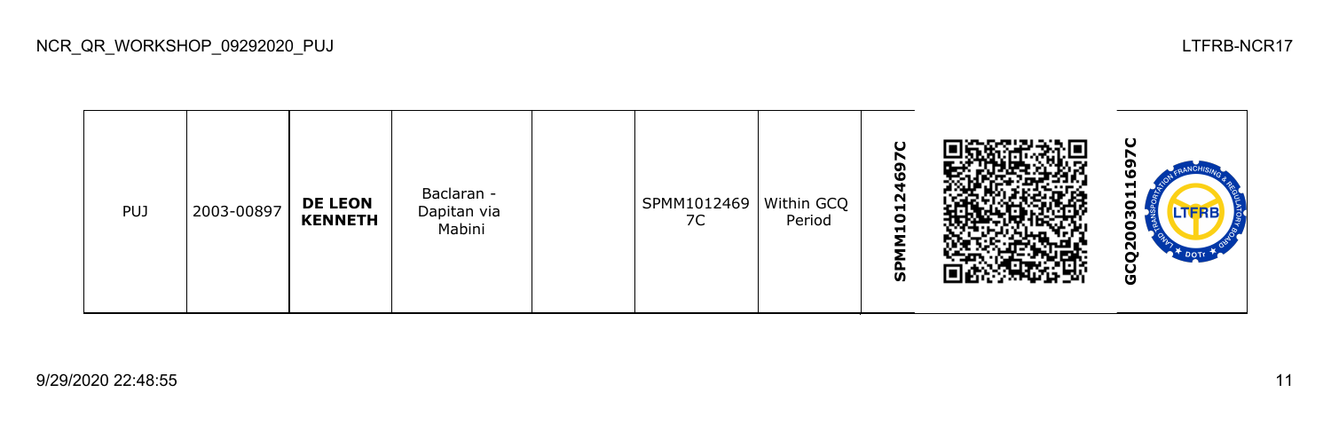| PUJ | 2003-00897 | **DE LEON KENNETH** | Baclaran - Dapitan via Mabini | | SPMM10124697C | Within GCQ Period | **SPMM10124697C** | | **GCQ20030116 97C** |
|---|---|---|---|---|---|---|---|---|---|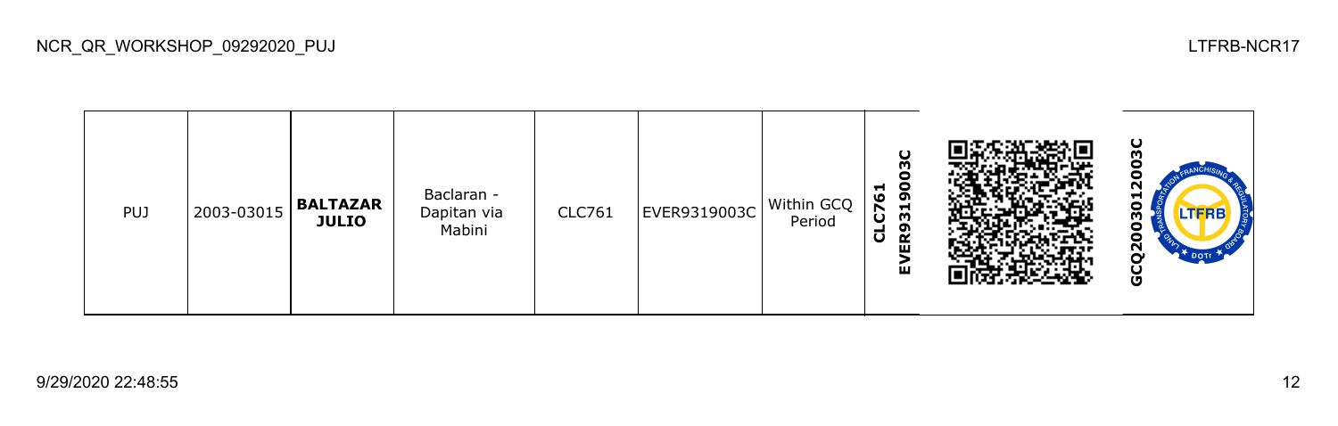| PUJ | 2003-03015 | **BALTAZAR JULIO** | Baclaran - Dapitan via Mabini | CLC761 | EVER9319003C | Within GCQ Period | **CLC761 EVER9319003C** | | **GCQ2003012003C** |
|---|---|---|---|---|---|---|---|---|---|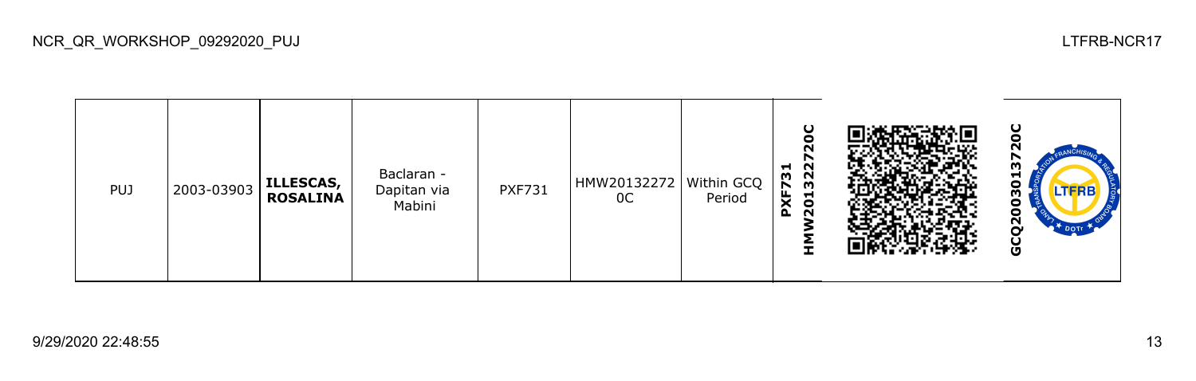NCR_QR_WORKSHOP_09292020_PUJ

| PUJ | 2003-03903 | **ILLESCAS, ROSALINA** | Baclaran - Dapitan via Mabini | PXF731 | HMW20132272 0C | Within GCQ Period | **PXF731 HMW201322720C** | | **GCQ200301372 0C** |
|---|---|---|---|---|---|---|---|---|---|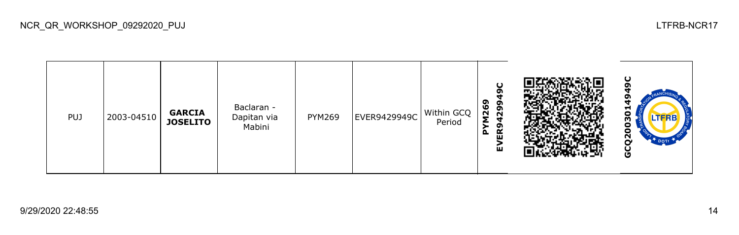| PUJ | 2003-04510 | **GARCIA JOSELITO** | Baclaran - Dapitan via Mabini | PYM269 | EVER9429949C | Within GCQ Period | **PYM269 EVER9429949C** | | **GCQ2003014949C** |
|---|---|---|---|---|---|---|---|---|---|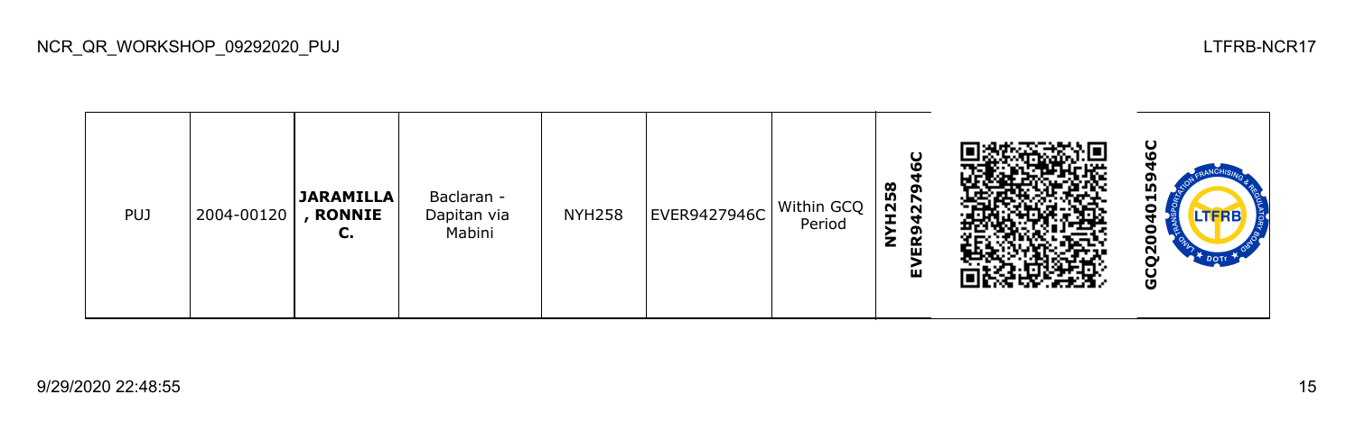| PUJ | 2004-00120 | **JARAMILLA, RONNIE C.** | Baclaran - Dapitan via Mabini | NYH258 | EVER9427946C | Within GCQ Period | **NYH258 EVER9427946C** | | **GCQ2004015946C** |
|---|---|---|---|---|---|---|---|---|---|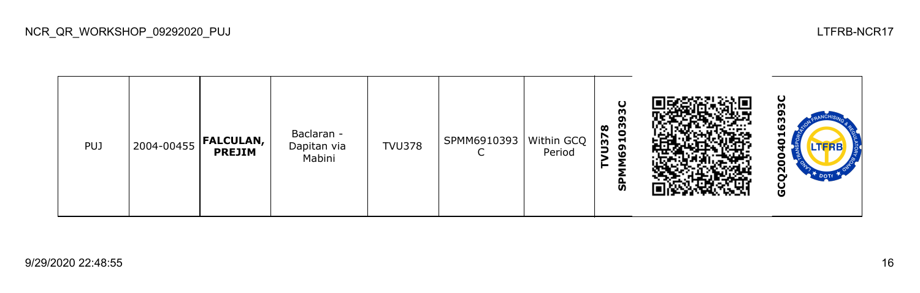| PUJ | 2004-00455 | **FALCULAN, PREJIM** | Baclaran - Dapitan via Mabini | TVU378 | SPMM6910393C | Within GCQ Period | **TVU378 SPMM6910393C** | | **GCQ20040163393C** |
|---|---|---|---|---|---|---|---|---|---|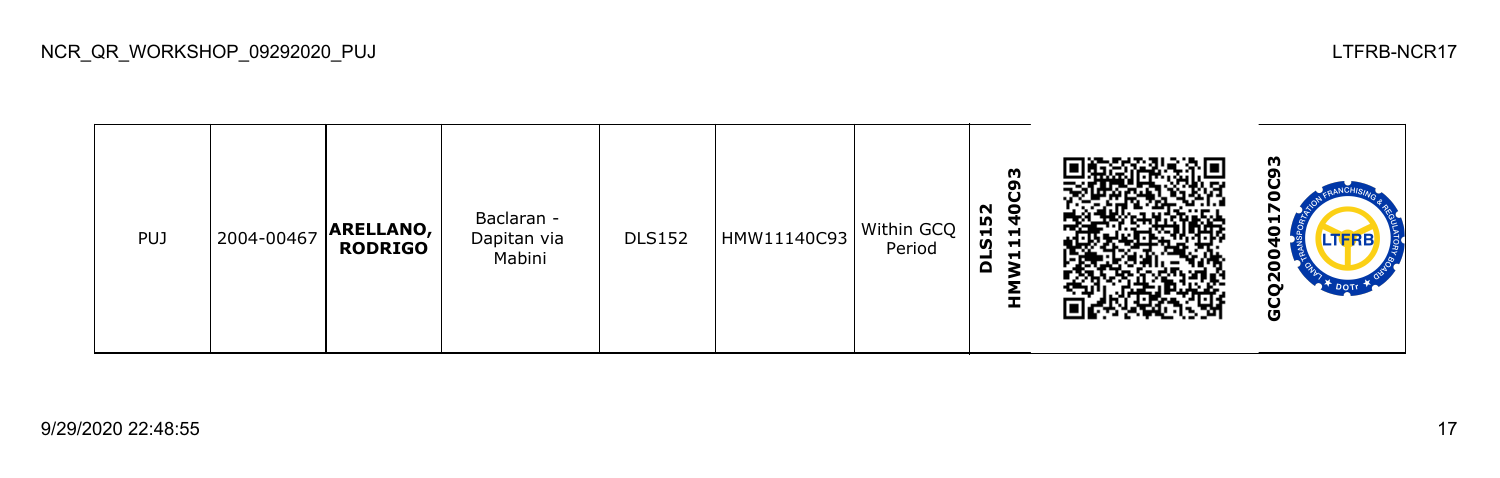| PUJ | 2004-00467 | **ARELLANO, RODRIGO** | Baclaran - Dapitan via Mabini | DLS152 | HMW11140C93 | Within GCQ Period | **DLS152 HMW11140C93** | | **GCQ20040170C93** |
|---|---|---|---|---|---|---|---|---|---|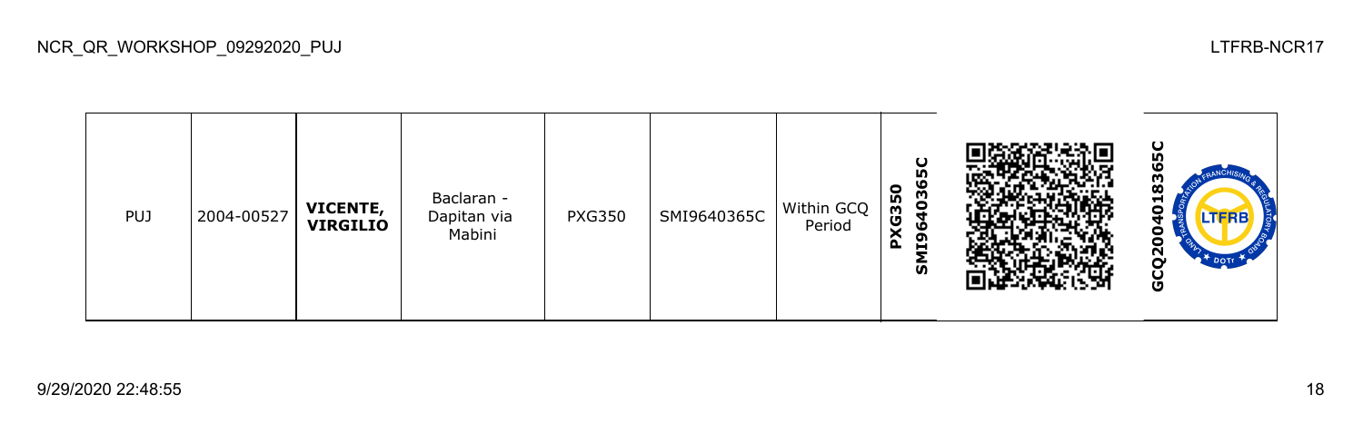| PUJ | 2004-00527 | **VICENTE, VIRGILIO** | Baclaran - Dapitan via Mabini | PXG350 | SMI9640365C | Within GCQ Period | **PXG350 SMI9640365C** | | **GCQ2004018365C** |
|---|---|---|---|---|---|---|---|---|---|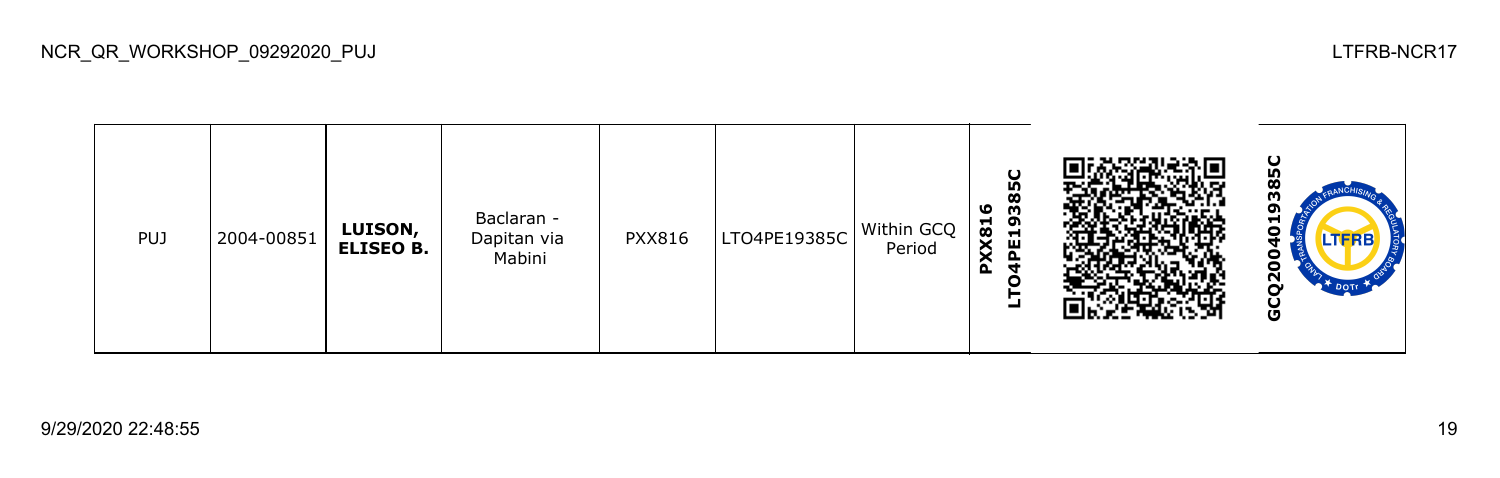| PUJ | 2004-00851 | **LUISON, ELISEO B.** | Baclaran - Dapitan via Mabini | PXX816 | LTO4PE19385C | Within GCQ Period | **PXX816 LTO4PE19385C** | | **GCQ2004019385C** |
|---|---|---|---|---|---|---|---|---|---|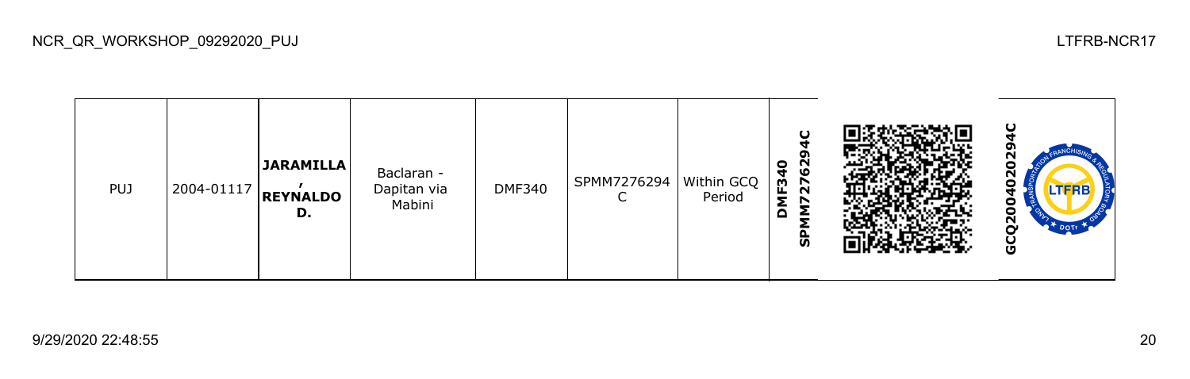NCR_QR_WORKSHOP_09292020_PUJ

LTFRB-NCR17

| PUJ | 2004-01117 | **JARAMILLA, REYNALDO D.** | Baclaran - Dapitan via Mabini | DMF340 | SPMM7276294C | Within GCQ Period | **DMF340 SPMM7276294C** | | **GCQ2004020294C** |
|---|---|---|---|---|---|---|---|---|---|

9/29/2020 22:48:55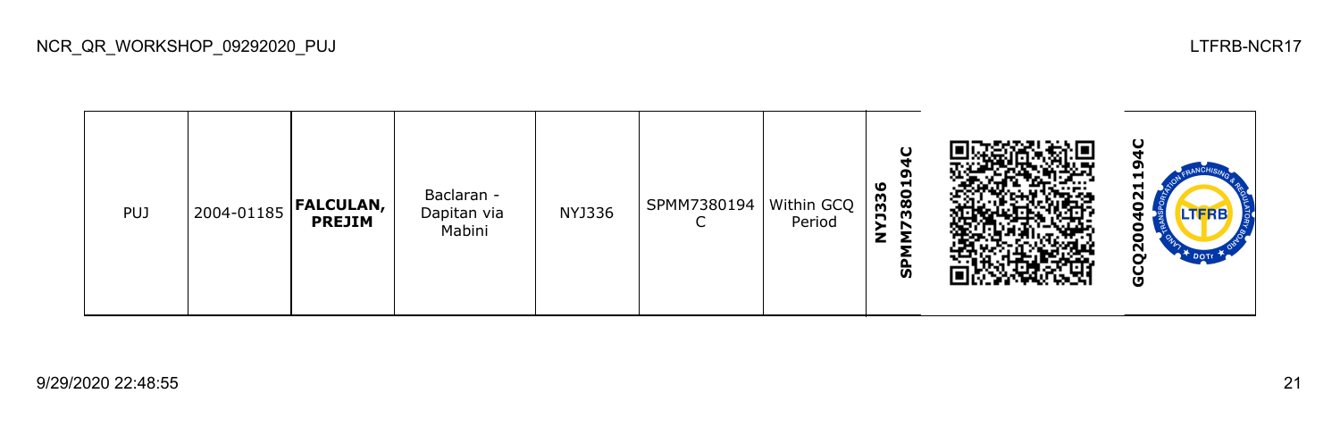| PUJ | 2004-01185 | **FALCULAN, PREJIM** | Baclaran - Dapitan via Mabini | NYJ336 | SPMM7380194C | Within GCQ Period | **NYJ336 SPMM7380194C** | | **GCQ2004021194C** |
|---|---|---|---|---|---|---|---|---|---|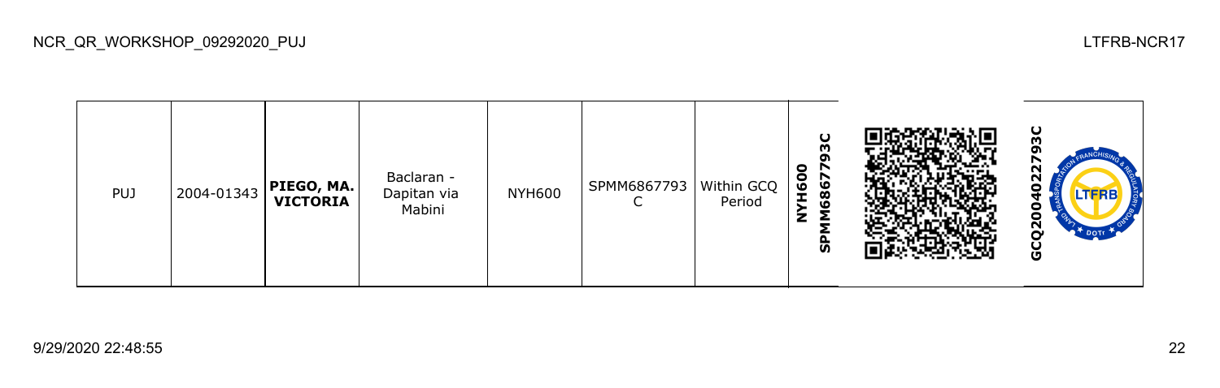| PUJ | 2004-01343 | **PIEGO, MA. VICTORIA** | Baclaran - Dapitan via Mabini | NYH600 | SPMM6867793C | Within GCQ Period | **NYH600 SPMM6867793C** | | **GCQ2004022793C** |
|---|---|---|---|---|---|---|---|---|---|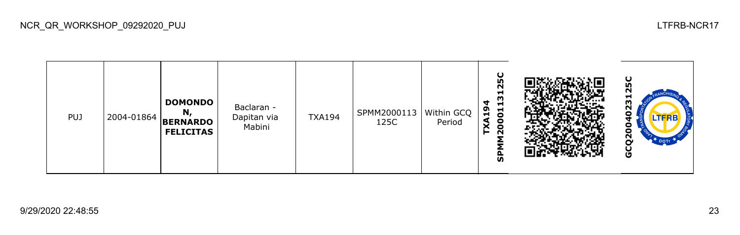| PUJ | 2004-01864 | **DOMONDON, BERNARDO FELICITAS** | Baclaran - Dapitan via Mabini | TXA194 | SPMM2000113125C | Within GCQ Period | **TXA194 SPMM2000113125C** | | **GCQ20040231125C** |
|---|---|---|---|---|---|---|---|---|---|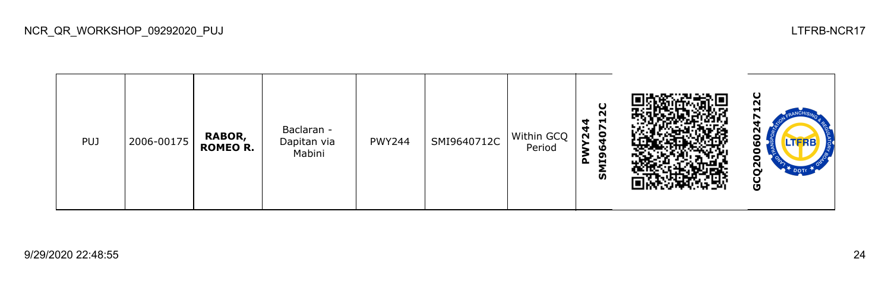| PUJ | 2006-00175 | **RABOR, ROMEO R.** | Baclaran - Dapitan via Mabini | PWY244 | SMI9640712C | Within GCQ Period | **PWY244 SMI9640712C** | | **GCQ2006024712C** |
|---|---|---|---|---|---|---|---|---|---|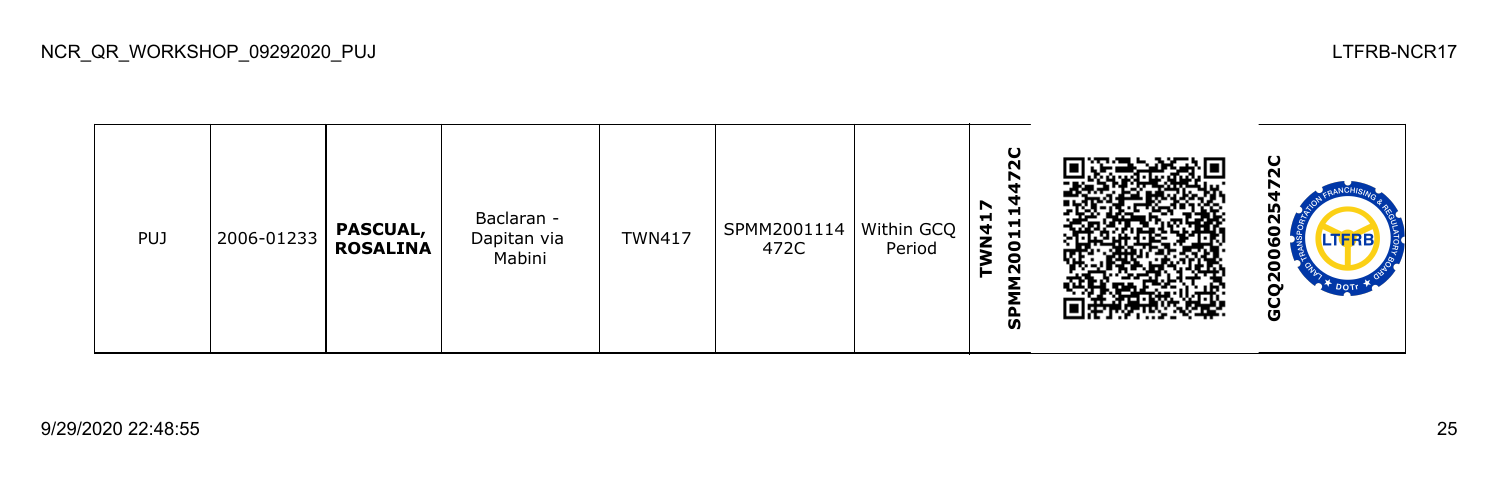NCR_QR_WORKSHOP_09292020_PUJ

LTFRB-NCR17

| PUJ | 2006-01233 | **PASCUAL, ROSALINA** | Baclaran - Dapitan via Mabini | TWN417 | SPMM2001114472C | Within GCQ Period | **TWN417 SPMM2001114472C** | | **GCQ2006025472C** |
|---|---|---|---|---|---|---|---|---|---|

9/29/2020 22:48:55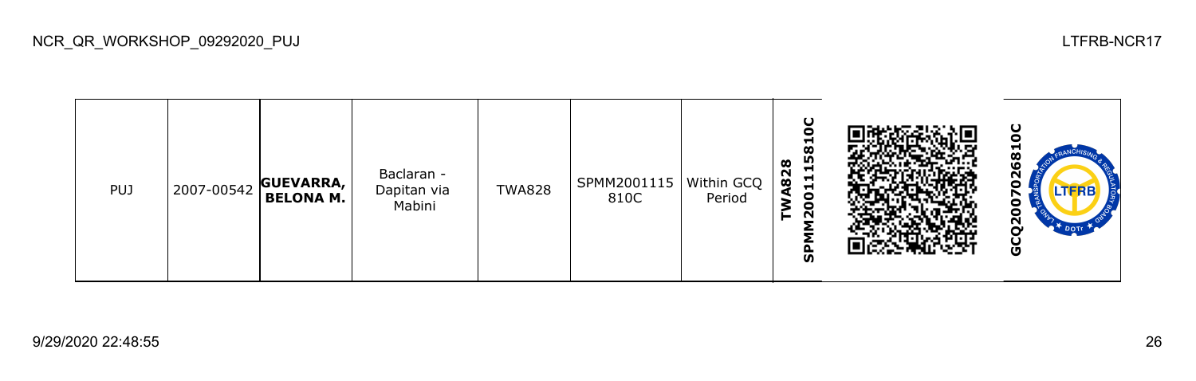| PUJ | 2007-00542 | **GUEVARRA, BELONA M.** | Baclaran - Dapitan via Mabini | TWA828 | SPMM2001115810C | Within GCQ Period | **SPMM2001115810C TWA828** | | **GCQ2007026810C** |
|---|---|---|---|---|---|---|---|---|---|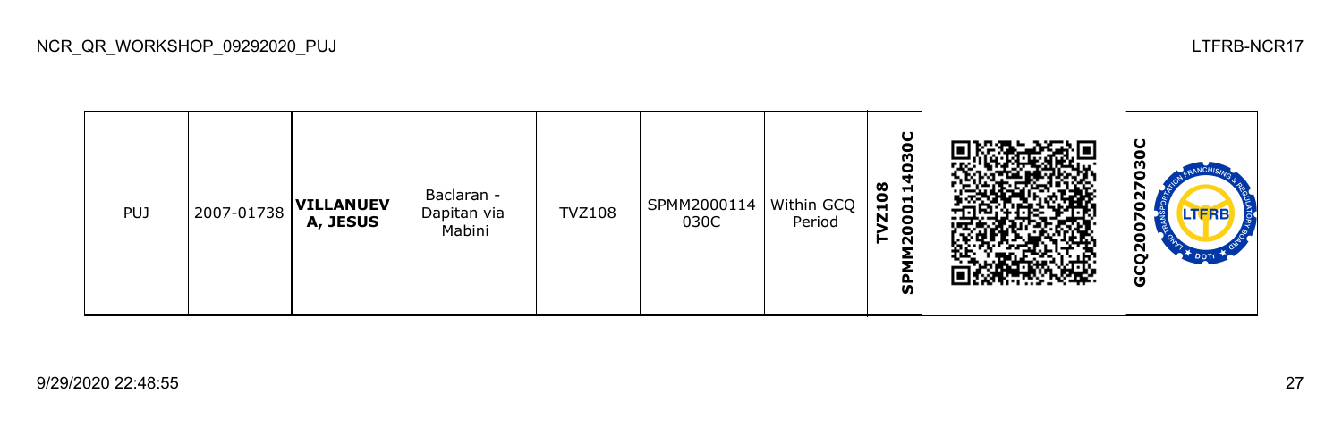| PUJ | 2007-01738 | **VILLANUEVA, JESUS** | Baclaran - Dapitan via Mabini | TVZ108 | SPMM2000114030C | Within GCQ Period | **TVZ108 SPMM2000114030C** | | **GCQ2007027030C** |
|---|---|---|---|---|---|---|---|---|---|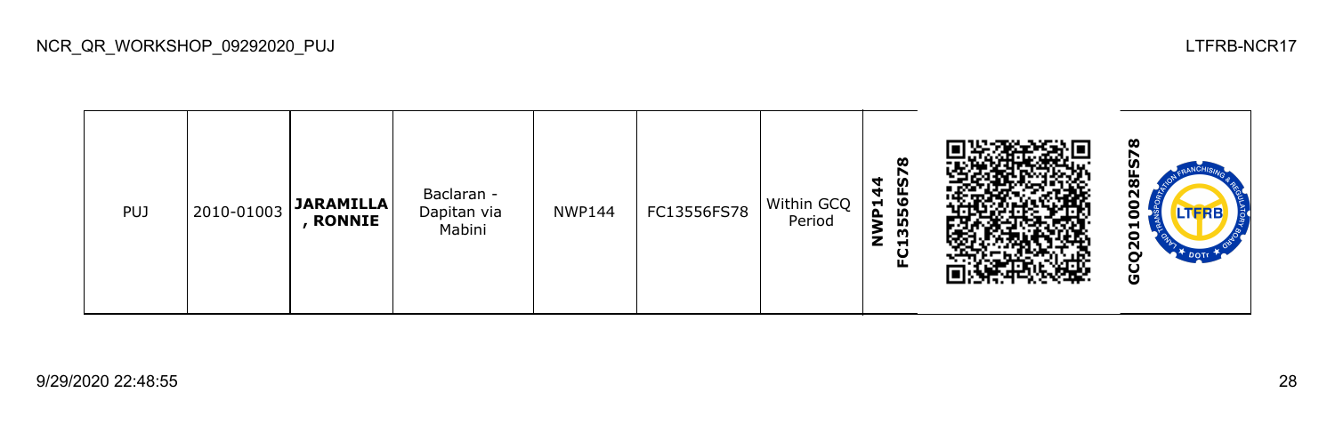| PUJ | 2010-01003 | **JARAMILLA , RONNIE** | Baclaran - Dapitan via Mabini | NWP144 | FC13556FS78 | Within GCQ Period | **NWP144 FC13556FS78** | | **GCQ2010028FS78** |
|---|---|---|---|---|---|---|---|---|---|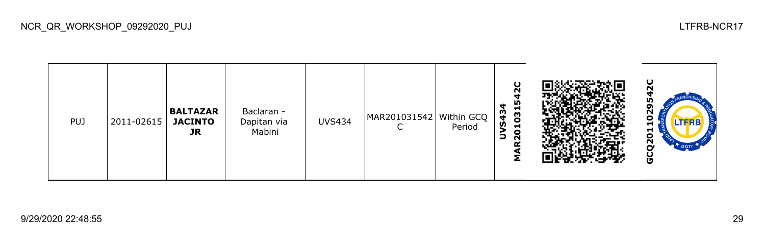| PUJ | 2011-02615 | **BALTAZAR JACINTO JR** | Baclaran - Dapitan via Mabini | UVS434 | MAR201031542C | Within GCQ Period | **UVS434 MAR201031542C** | | **GCQ201102954​2C** |
|---|---|---|---|---|---|---|---|---|---|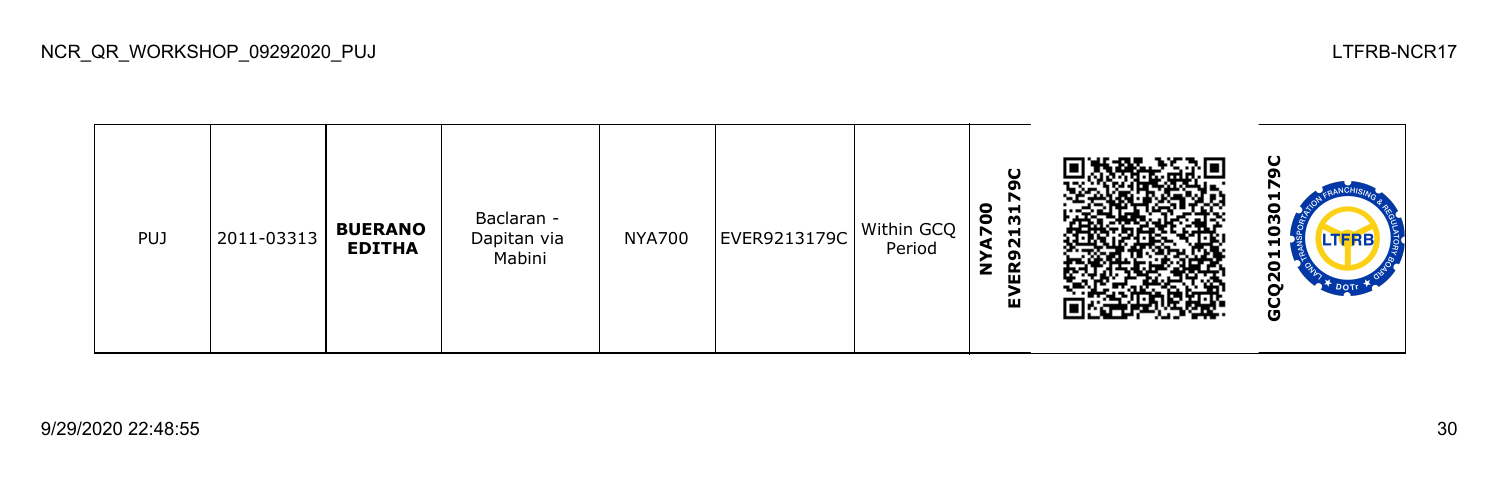| PUJ | 2011-03313 | **BUERANO EDITHA** | Baclaran - Dapitan via Mabini | NYA700 | EVER9213179C | Within GCQ Period | **NYA700 EVER9213179C** | | **GCQ20110303179C** |
|---|---|---|---|---|---|---|---|---|---|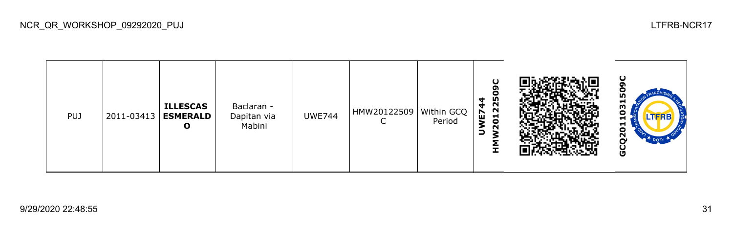| PUJ | 2011-03413 | **ILLESCAS ESMERALDO** | Baclaran - Dapitan via Mabini | UWE744 | HMW20122509C | Within GCQ Period | **UWE744 HMW20122509C** | | **GCQ2011031509C** |
|---|---|---|---|---|---|---|---|---|---|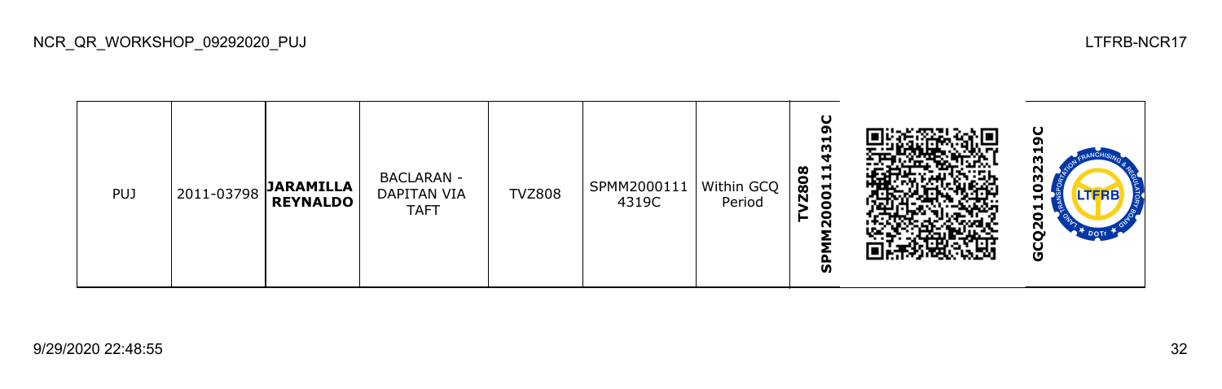| PUJ | 2011-03798 | **JARAMILLA REYNALDO** | BACLARAN - DAPITAN VIA TAFT | TVZ808 | SPMM20001114319C | Within GCQ Period | **TVZ808 SPMM20001114319C** | | **GCQ2011032319C** |
|---|---|---|---|---|---|---|---|---|---|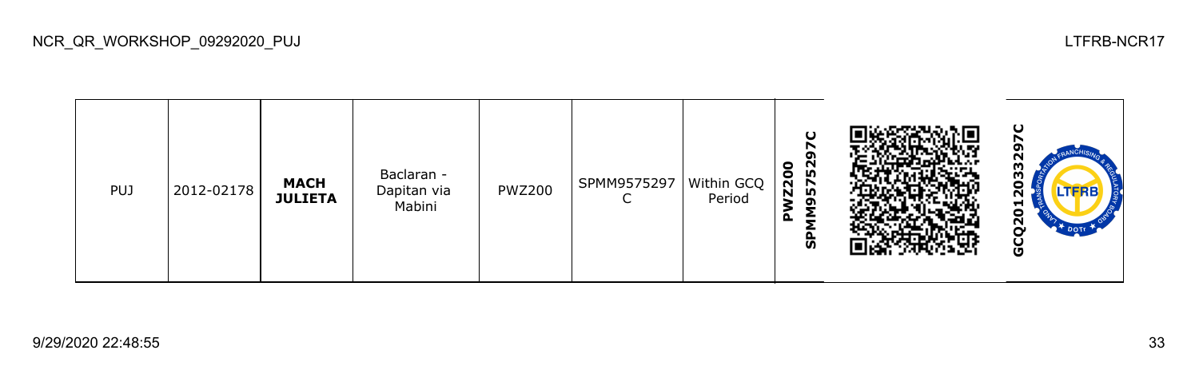| PUJ | 2012-02178 | **MACH JULIETA** | Baclaran - Dapitan via Mabini | PWZ200 | SPMM9575297C | Within GCQ Period | **PWZ200 SPMM9575297C** | | **GCQ2012033297C** |
|---|---|---|---|---|---|---|---|---|---|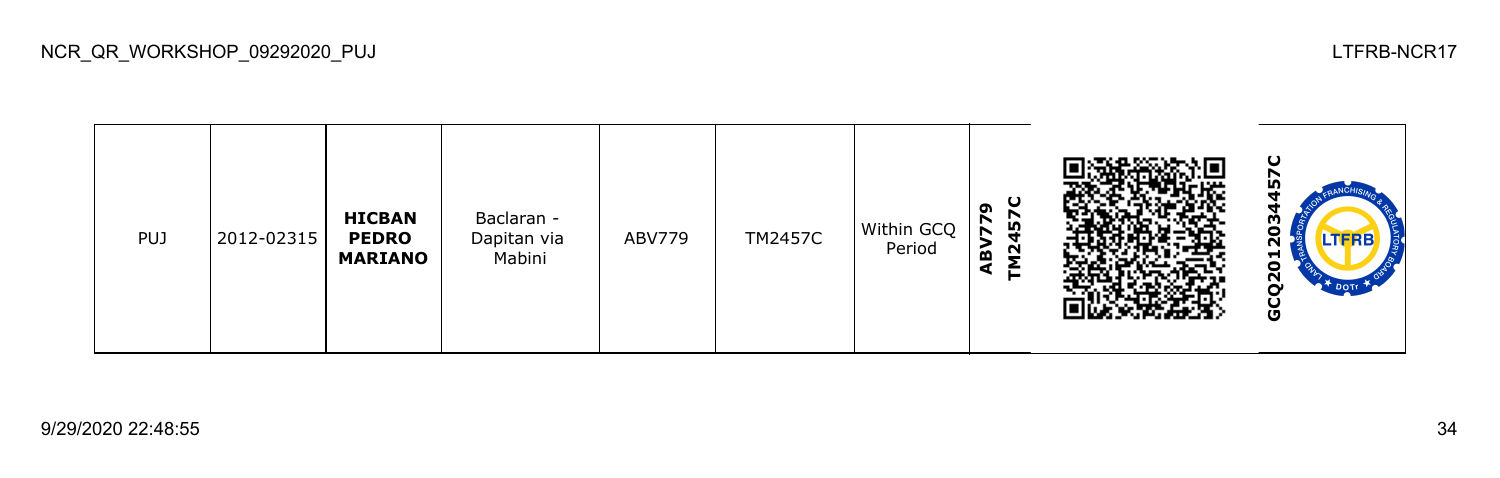NCR_QR_WORKSHOP_09292020_PUJ

LTFRB-NCR17

| PUJ | 2012-02315 | **HICBAN PEDRO MARIANO** | Baclaran - Dapitan via Mabini | ABV779 | TM2457C | Within GCQ Period | **ABV779 TM2457C** | | **GCQ2012034457C** |
|---|---|---|---|---|---|---|---|---|---|

9/29/2020 22:48:55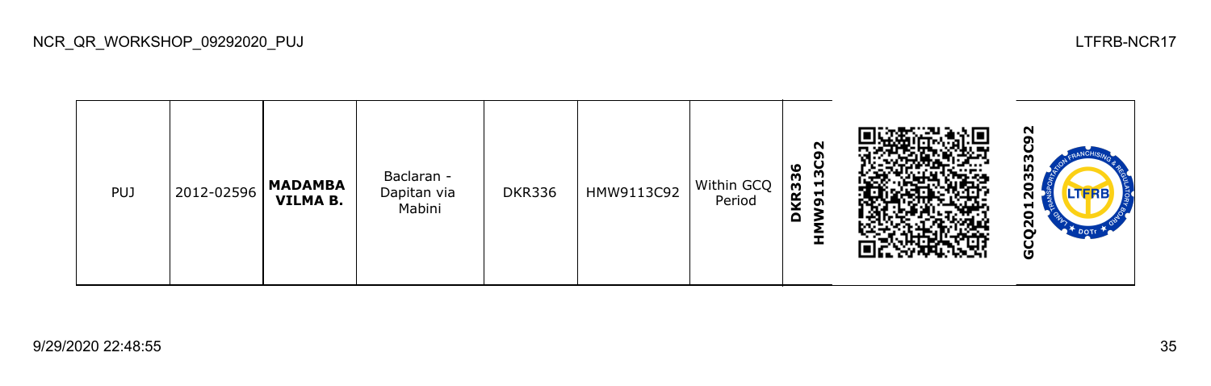| PUJ | 2012-02596 | **MADAMBA VILMA B.** | Baclaran - Dapitan via Mabini | DKR336 | HMW9113C92 | Within GCQ Period | **DKR336 HMW9113C92** | | **GCQ20120353C92** |
|---|---|---|---|---|---|---|---|---|---|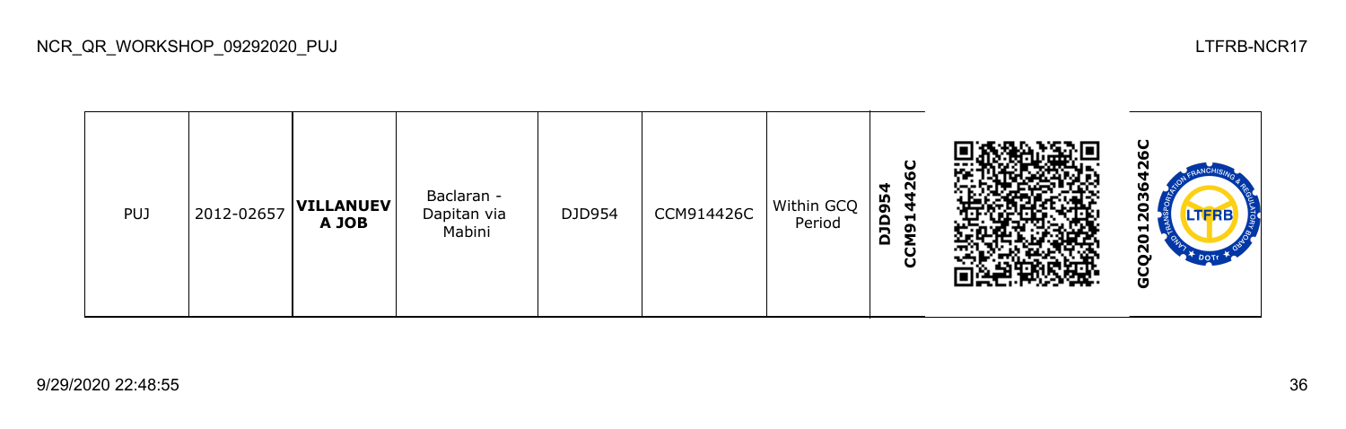NCR_QR_WORKSHOP_09292020_PUJ

LTFRB-NCR17

| PUJ | 2012-02657 | **VILLANUEVA JOB** | Baclaran - Dapitan via Mabini | DJD954 | CCM914426C | Within GCQ Period | **DJD954 CCM914426C** | | **GCQ2012036426C** |
|---|---|---|---|---|---|---|---|---|---|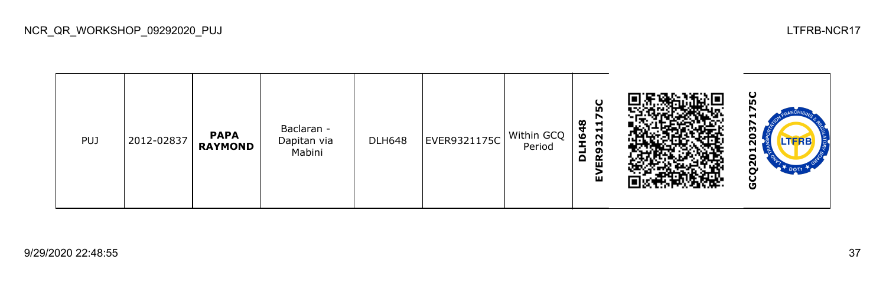| PUJ | 2012-02837 | **PAPA RAYMOND** | Baclaran - Dapitan via Mabini | DLH648 | EVER9321175C | Within GCQ Period | **DLH648 EVER9321175C** | | **GCQ2012037175C** |
|---|---|---|---|---|---|---|---|---|---|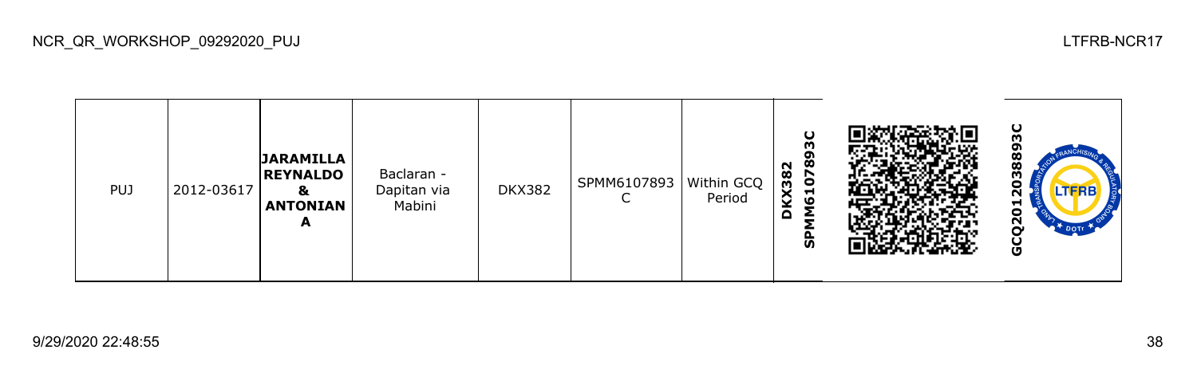| PUJ | 2012-03617 | **JARAMILLA REYNALDO & ANTONIANA** | Baclaran - Dapitan via Mabini | DKX382 | SPMM6107893C | Within GCQ Period | **DKX382 SPMM6107893C** | | **GCQ2012038893C** |
|---|---|---|---|---|---|---|---|---|---|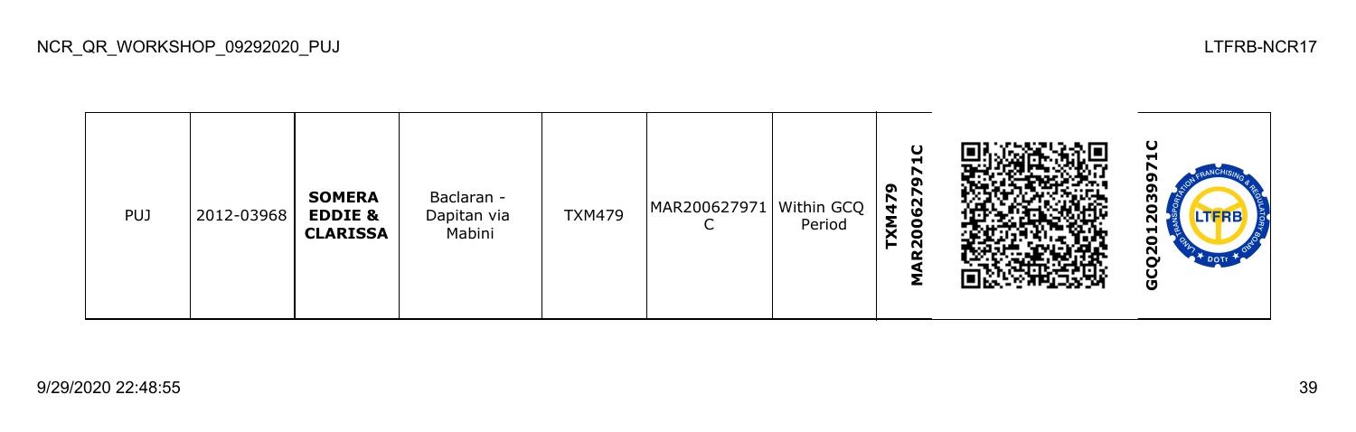NCR_QR_WORKSHOP_09292020_PUJ

LTFRB-NCR17

| PUJ | 2012-03968 | **SOMERA EDDIE & CLARISSA** | Baclaran - Dapitan via Mabini | TXM479 | MAR200627971C | Within GCQ Period | **TXM479 MAR200627971C** | | **GCQ201203997 1C** |
|---|---|---|---|---|---|---|---|---|---|

9/29/2020 22:48:55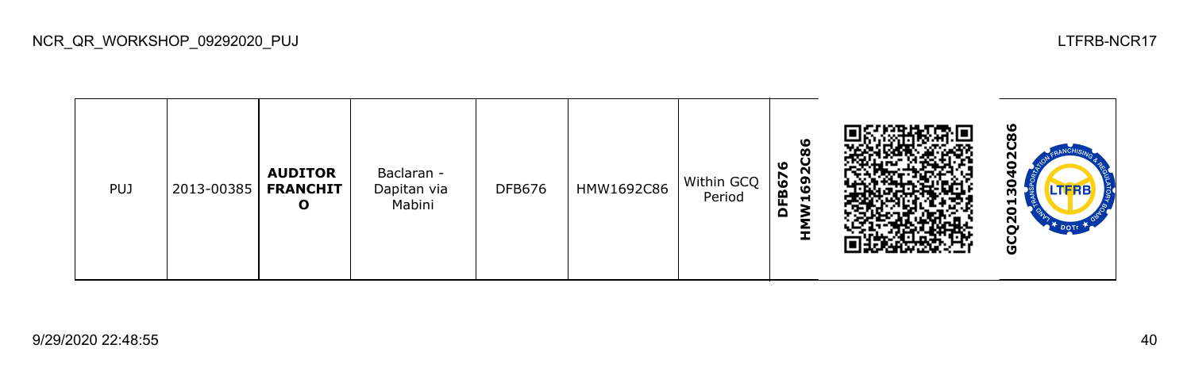NCR_QR_WORKSHOP_09292020_PUJ

LTFRB-NCR17

| PUJ | 2013-00385 | **AUDITOR FRANCHITO** | Baclaran - Dapitan via Mabini | DFB676 | HMW1692C86 | Within GCQ Period | **DFB676 HMW1692C86** | | **GCQ20130402C86** |
|---|---|---|---|---|---|---|---|---|---|

9/29/2020 22:48:55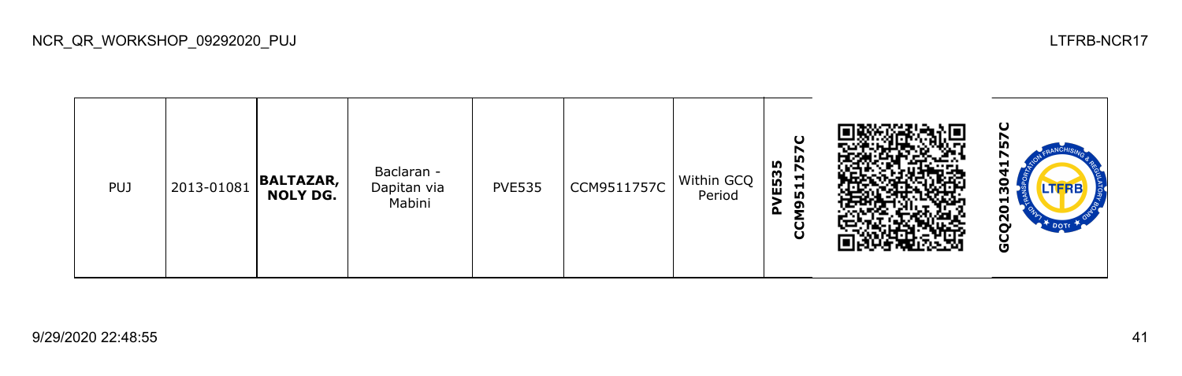| PUJ | 2013-01081 | **BALTAZAR, NOLY DG.** | Baclaran - Dapitan via Mabini | PVE535 | CCM9511757C | Within GCQ Period | **PVE535 CCM9511757C** | | **GCQ2013041757C** |
|---|---|---|---|---|---|---|---|---|---|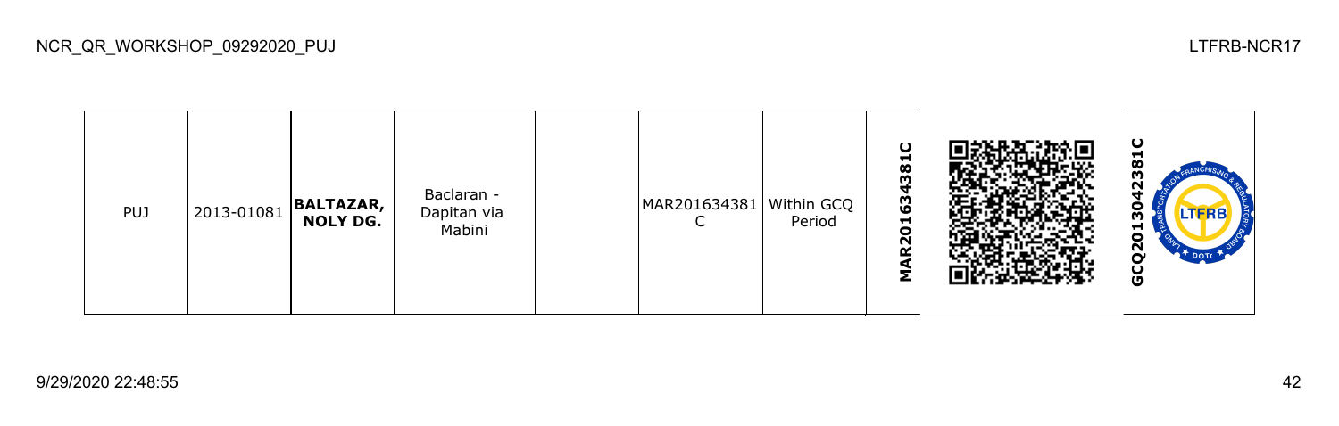| PUJ | 2013-01081 | **BALTAZAR, NOLY DG.** | Baclaran - Dapitan via Mabini | | MAR201634381C | Within GCQ Period | **MAR201634381C** | | **GCQ2013042381C** |
|---|---|---|---|---|---|---|---|---|---|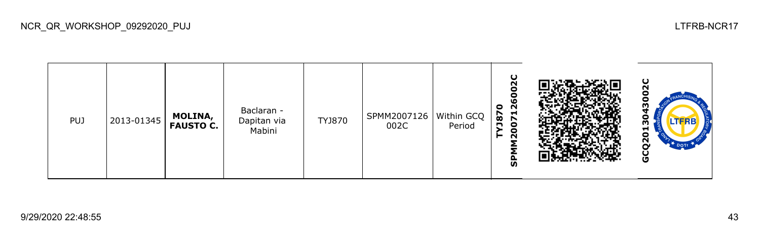| PUJ | 2013-01345 | **MOLINA, FAUSTO C.** | Baclaran - Dapitan via Mabini | TYJ870 | SPMM2007126 002C | Within GCQ Period | **TYJ870 SPMM2007126002C** | | **GCQ2013043002C** |
|---|---|---|---|---|---|---|---|---|---|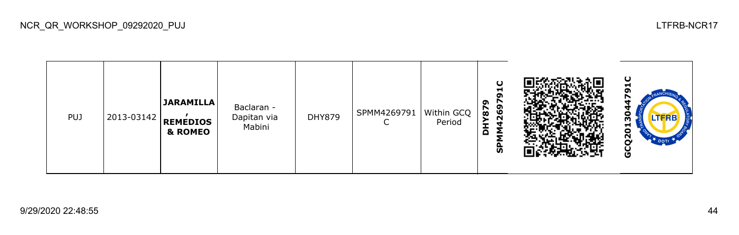| PUJ | 2013-03142 | **JARAMILLA , REMEDIOS & ROMEO** | Baclaran - Dapitan via Mabini | DHY879 | SPMM4269791 C | Within GCQ Period | **DHY879 SPMM4269791C** | | **GCQ2013044791C** |
|---|---|---|---|---|---|---|---|---|---|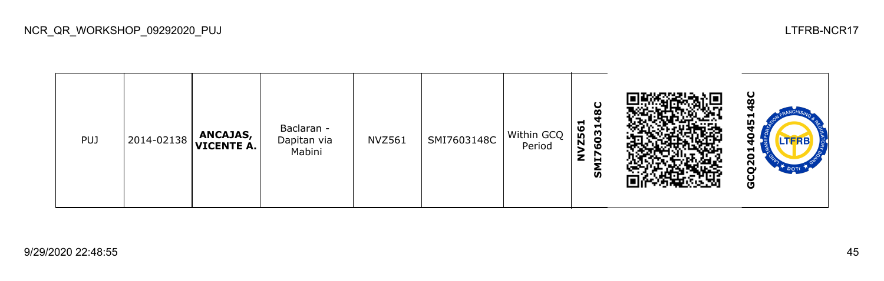| PUJ | 2014-02138 | **ANCAJAS, VICENTE A.** | Baclaran - Dapitan via Mabini | NVZ561 | SMI7603148C | Within GCQ Period | **NVZ561 SMI7603148C** | | **GCQ20140451480C** |
|---|---|---|---|---|---|---|---|---|---|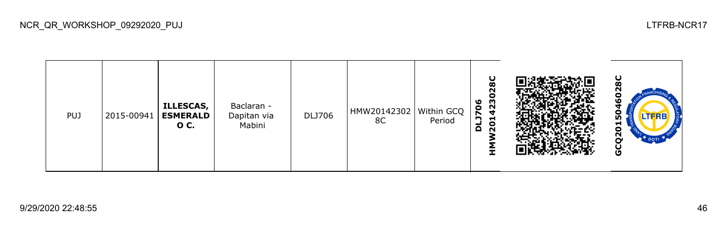| PUJ | 2015-00941 | **ILLESCAS, ESMERALD O C.** | Baclaran - Dapitan via Mabini | DLJ706 | HMW20142302 8C | Within GCQ Period | **DLJ706 HMW20142302 8C** | | **GCQ2015046028C** |
|---|---|---|---|---|---|---|---|---|---|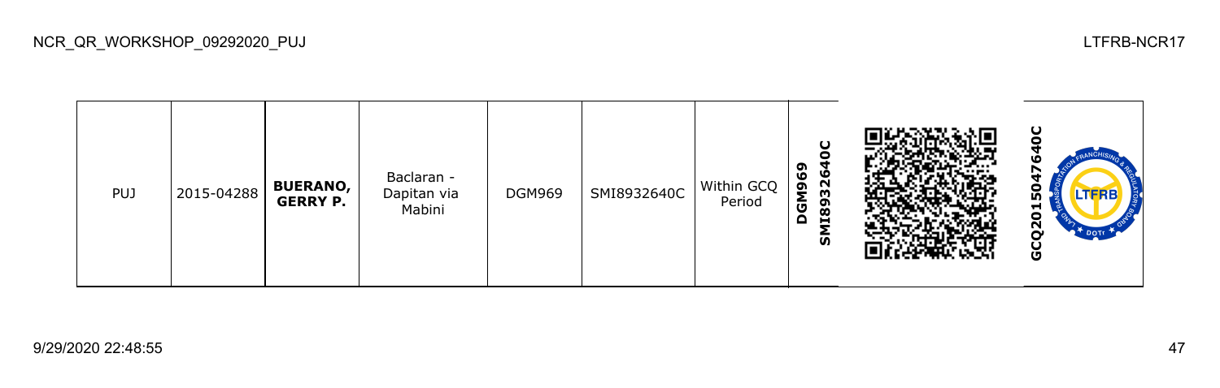| PUJ | 2015-04288 | **BUERANO, GERRY P.** | Baclaran - Dapitan via Mabini | DGM969 | SMI8932640C | Within GCQ Period | **DGM969 SMI8932640C** | | **GCQ2015047640C** |
|---|---|---|---|---|---|---|---|---|---|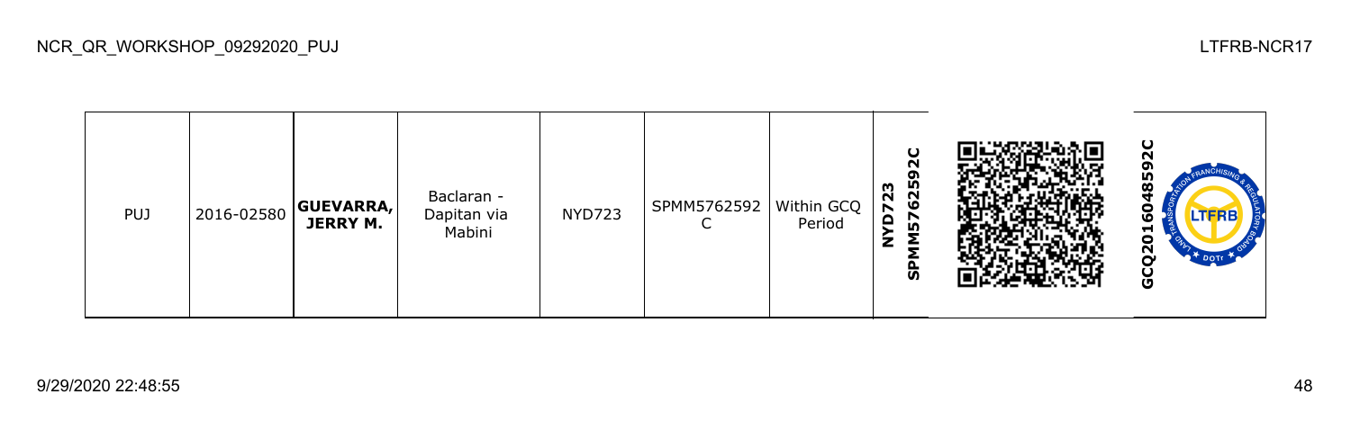NCR_QR_WORKSHOP_09292020_PUJ

LTFRB-NCR17

| PUJ | 2016-02580 | **GUEVARRA, JERRY M.** | Baclaran - Dapitan via Mabini | NYD723 | SPMM5762592C | Within GCQ Period | **SPMM5762592C NYD723** | | **GCQ2016048592C** |
|---|---|---|---|---|---|---|---|---|---|

9/29/2020 22:48:55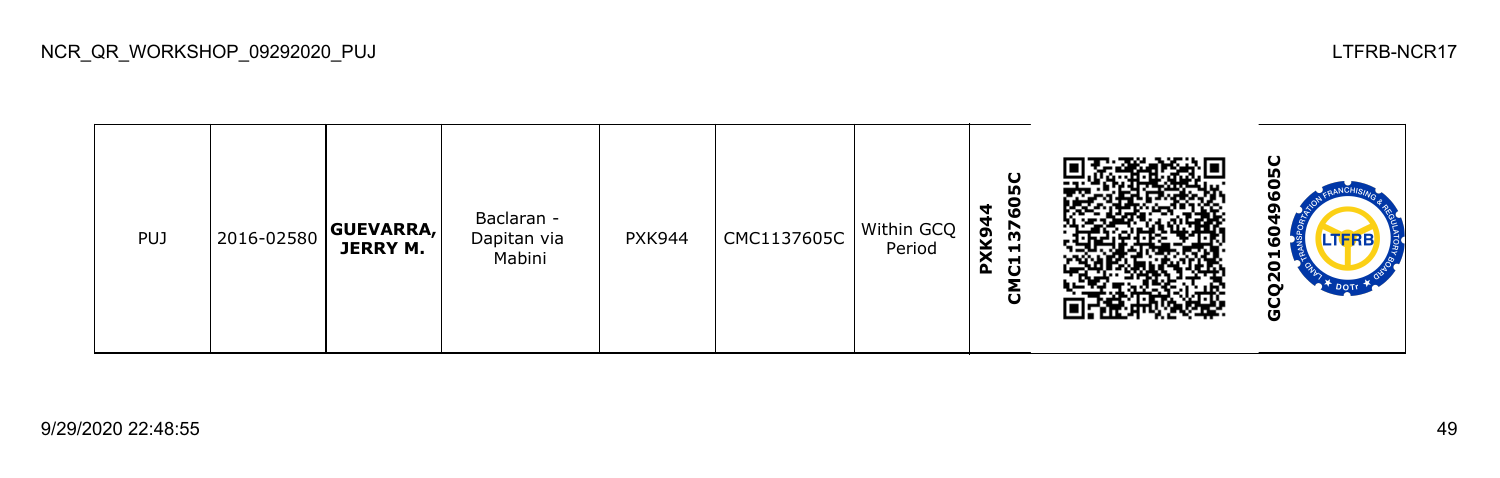| PUJ | 2016-02580 | **GUEVARRA, JERRY M.** | Baclaran - Dapitan via Mabini | PXK944 | CMC1137605C | Within GCQ Period | **PXK944 CMC1137605C** | | **GCQ2016049605C** |
|---|---|---|---|---|---|---|---|---|---|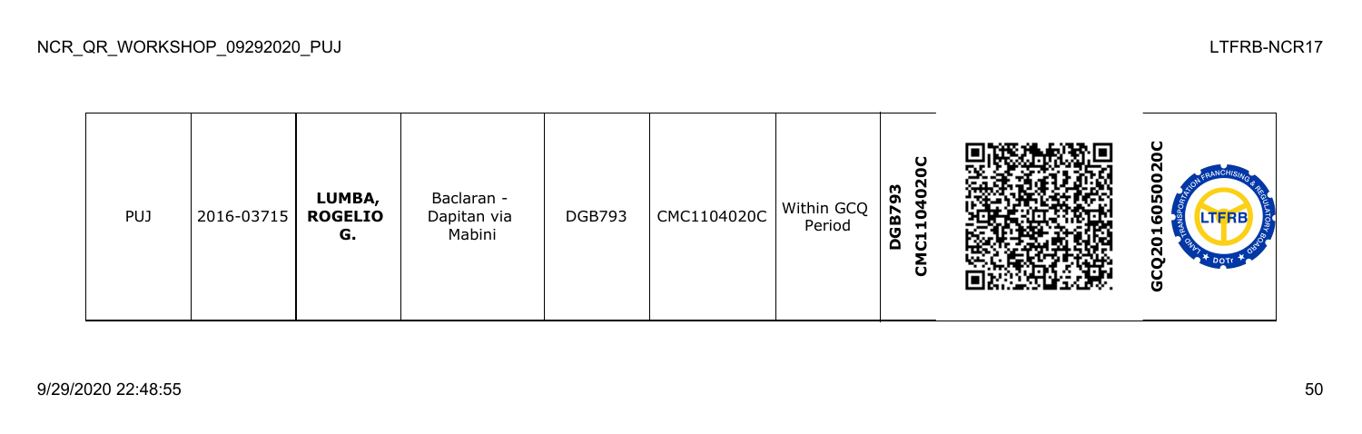| PUJ | 2016-03715 | **LUMBA, ROGELIO G.** | Baclaran - Dapitan via Mabini | DGB793 | CMC1104020C | Within GCQ Period | **DGB793 CMC1104020C** | | **GCQ2016050020C** |
|---|---|---|---|---|---|---|---|---|---|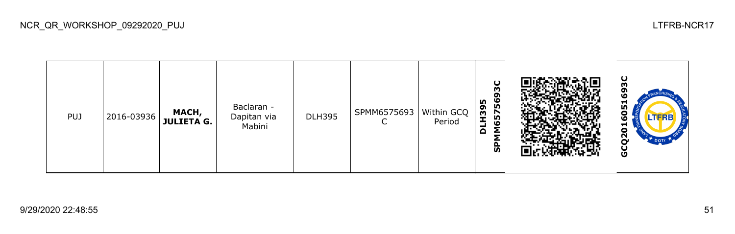NCR_QR_WORKSHOP_09292020_PUJ

LTFRB-NCR17

| PUJ | 2016-03936 | **MACH, JULIETA G.** | Baclaran - Dapitan via Mabini | DLH395 | SPMM6575693C | Within GCQ Period | **DLH395 SPMM6575693C** | | **GCQ20160516930C** |
|---|---|---|---|---|---|---|---|---|---|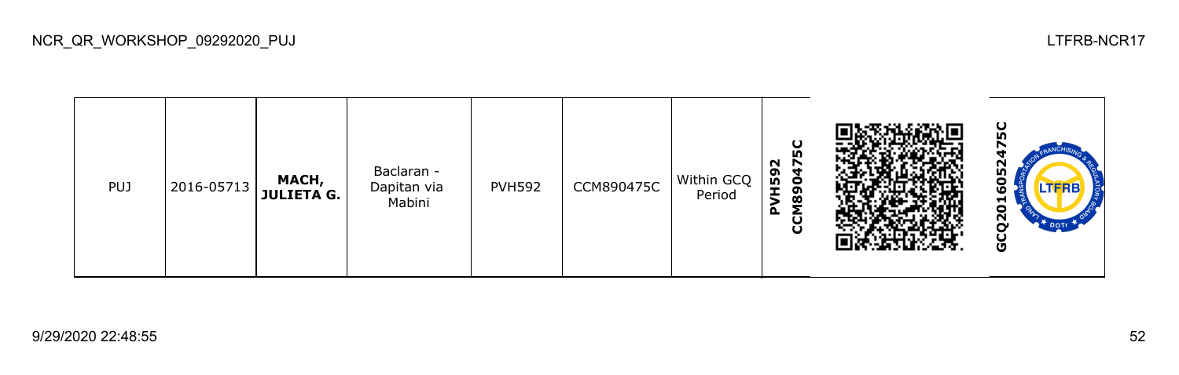NCR_QR_WORKSHOP_09292020_PUJ

LTFRB-NCR17

| PUJ | 2016-05713 | **MACH, JULIETA G.** | Baclaran - Dapitan via Mabini | PVH592 | CCM890475C | Within GCQ Period | **PVH592 CCM890475C** | | **GCQ201605​2475C** |
|---|---|---|---|---|---|---|---|---|---|

9/29/2020 22:48:55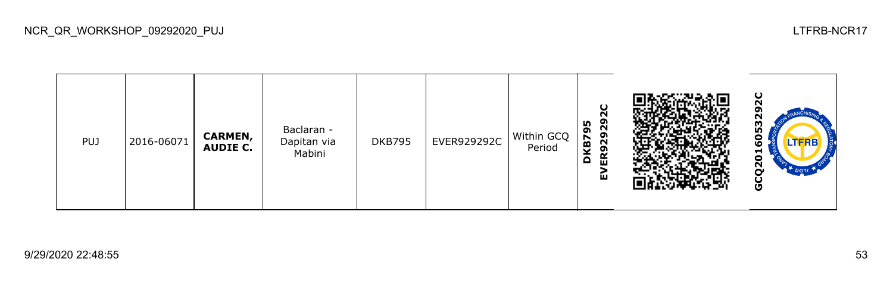| PUJ | 2016-06071 | **CARMEN, AUDIE C.** | Baclaran - Dapitan via Mabini | DKB795 | EVER929292C | Within GCQ Period | **DKB795 EVER929292C** | | **GCQ2016053292C** |
|---|---|---|---|---|---|---|---|---|---|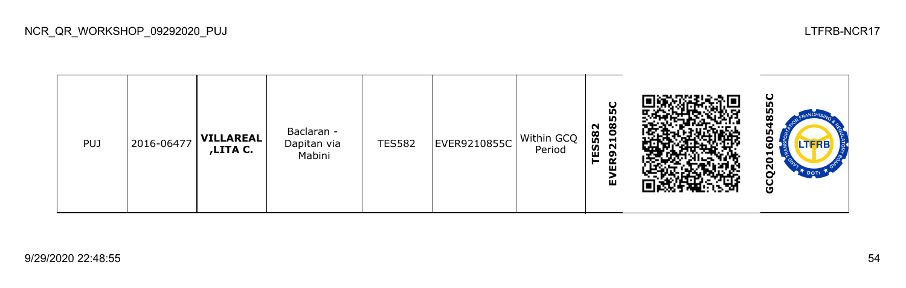| PUJ | 2016-06477 | **VILLAREAL ,LITA C.** | Baclaran - Dapitan via Mabini | TES582 | EVER9210855C | Within GCQ Period | **TES582 EVER9210855C** | | **GCQ2016054855C** |
|---|---|---|---|---|---|---|---|---|---|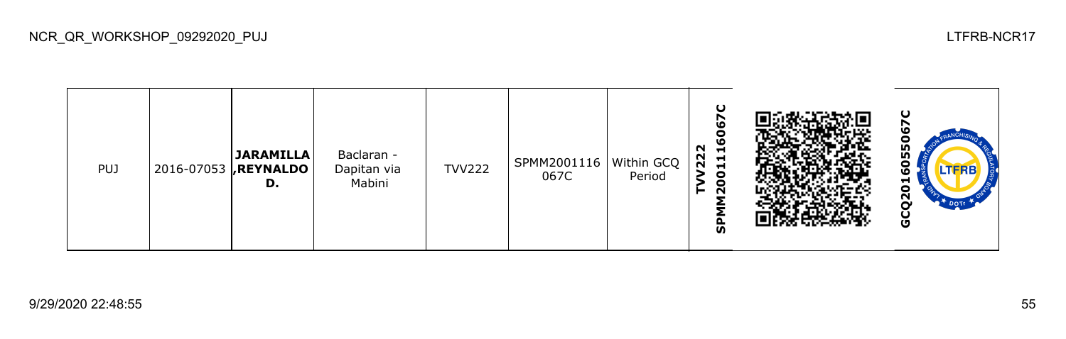NCR_QR_WORKSHOP_09292020_PUJ

LTFRB-NCR17

| PUJ | 2016-07053 | **JARAMILLA ,REYNALDO D.** | Baclaran - Dapitan via Mabini | TVV222 | SPMM2001116 067C | Within GCQ Period | **SPMM2001116067C TVV222** | | **GCQ2016055067C** |
|---|---|---|---|---|---|---|---|---|---|

9/29/2020 22:48:55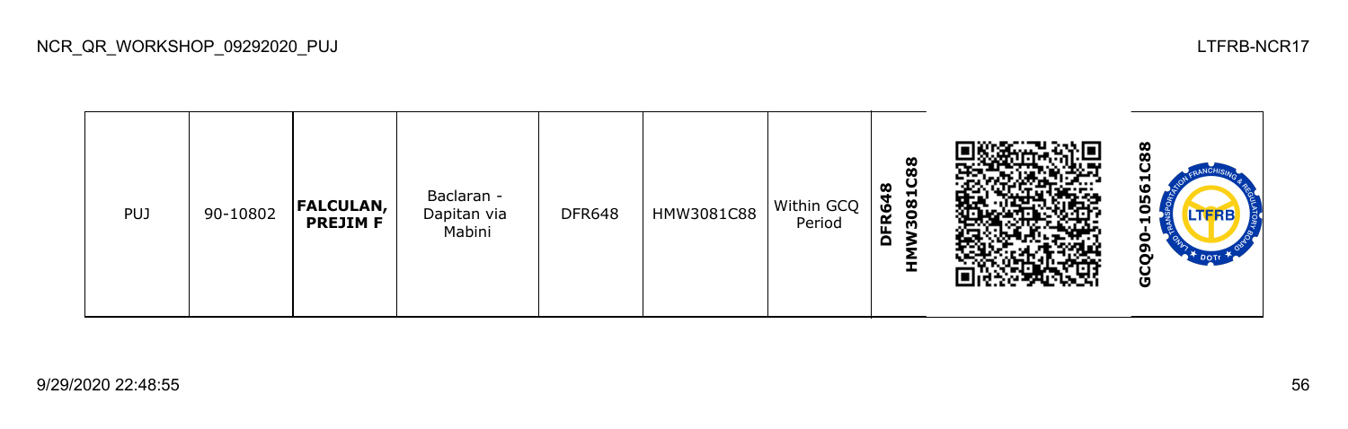| PUJ | 90-10802 | **FALCULAN, PREJIM F** | Baclaran - Dapitan via Mabini | DFR648 | HMW3081C88 | Within GCQ Period | **DFR648 HMW3081C88** | | **GCQ90-10561C88** |
|---|---|---|---|---|---|---|---|---|---|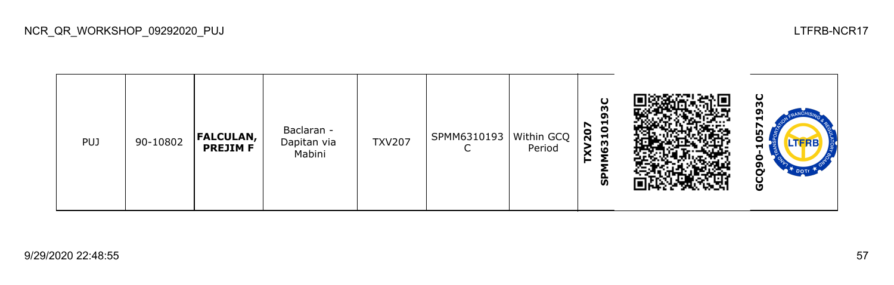| PUJ | 90-10802 | **FALCULAN, PREJIM F** | Baclaran - Dapitan via Mabini | TXV207 | SPMM6310193 C | Within GCQ Period | **TXV207 SPMM6310193C** | | **GCQ90-1057193C** |
|---|---|---|---|---|---|---|---|---|---|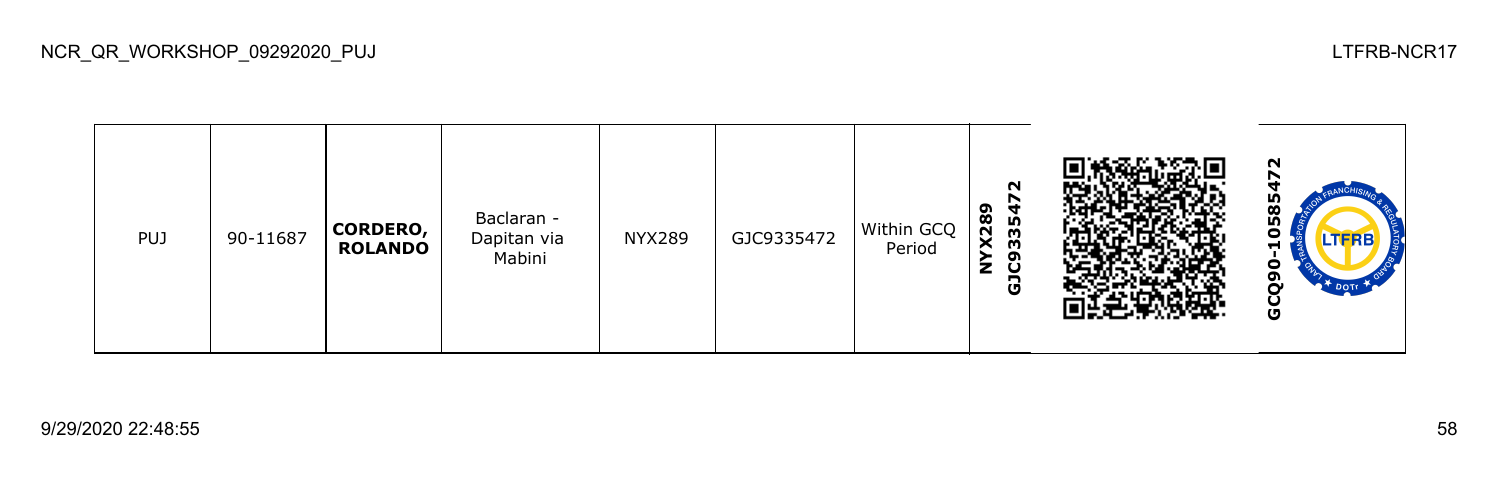| PUJ | 90-11687 | **CORDERO, ROLANDO** | Baclaran - Dapitan via Mabini | NYX289 | GJC9335472 | Within GCQ Period | **NYX289 GJC9335472** | | **GCQ90-10585472** |
|---|---|---|---|---|---|---|---|---|---|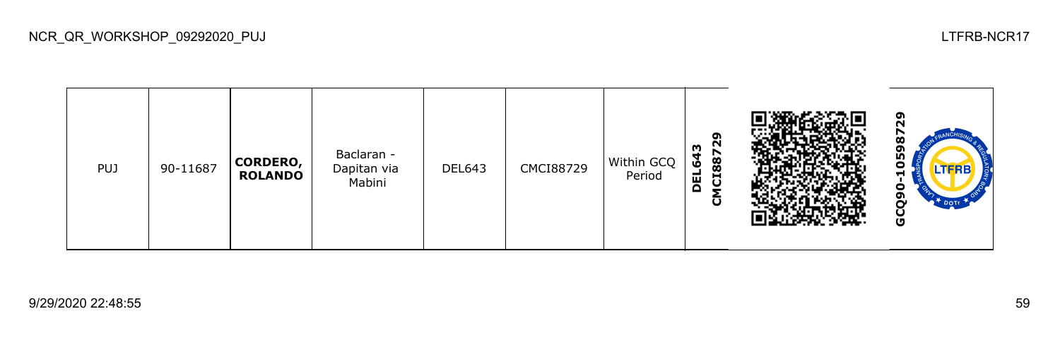NCR_QR_WORKSHOP_09292020_PUJ

LTFRB-NCR17

| PUJ | 90-11687 | **CORDERO, ROLANDO** | Baclaran - Dapitan via Mabini | DEL643 | CMCI88729 | Within GCQ Period | **DEL643 CMCI88729** | | **GCQ90-10598729** |
|---|---|---|---|---|---|---|---|---|---|

9/29/2020 22:48:55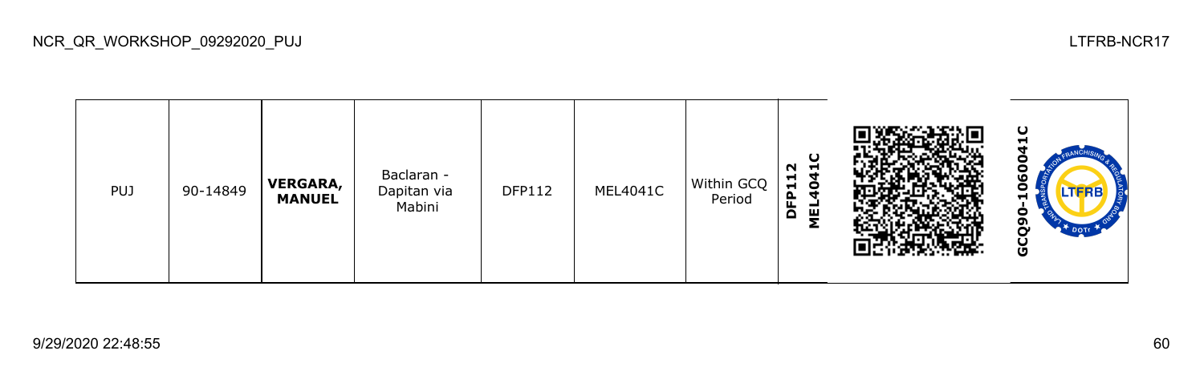| PUJ | 90-14849 | **VERGARA, MANUEL** | Baclaran - Dapitan via Mabini | DFP112 | MEL4041C | Within GCQ Period | **DFP112 MEL4041C** | | **GCQ90-1060041C** |
|---|---|---|---|---|---|---|---|---|---|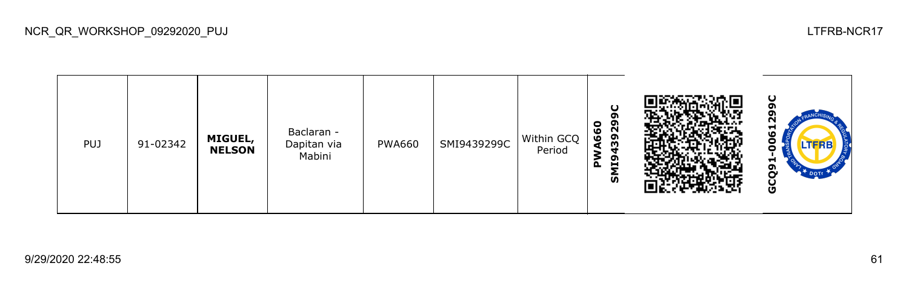| PUJ | 91-02342 | **MIGUEL, NELSON** | Baclaran - Dapitan via Mabini | PWA660 | SMI9439299C | Within GCQ Period | **PWA660 SMI9439299C** | | **GCQ91-0061299C** |
|---|---|---|---|---|---|---|---|---|---|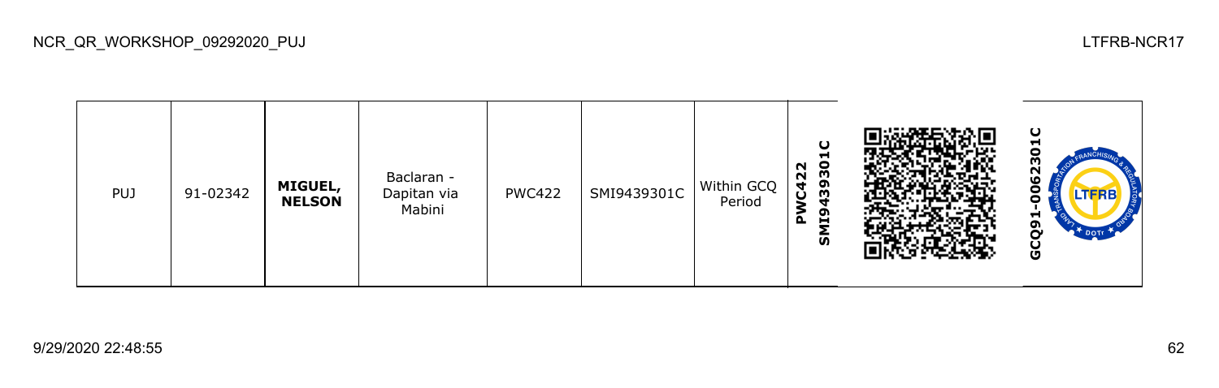| PUJ | 91-02342 | **MIGUEL, NELSON** | Baclaran - Dapitan via Mabini | PWC422 | SMI9439301C | Within GCQ Period | **PWC422 SMI9439301C** | | **GCQ91-0062301C** |
|---|---|---|---|---|---|---|---|---|---|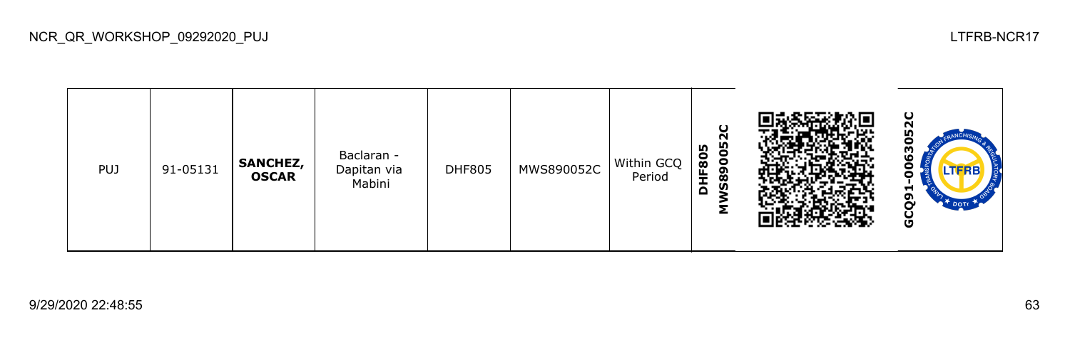| PUJ | 91-05131 | **SANCHEZ, OSCAR** | Baclaran - Dapitan via Mabini | DHF805 | MWS890052C | Within GCQ Period | **DHF805 MWS890052C** | | **GCQ91-0063052C** |
|---|---|---|---|---|---|---|---|---|---|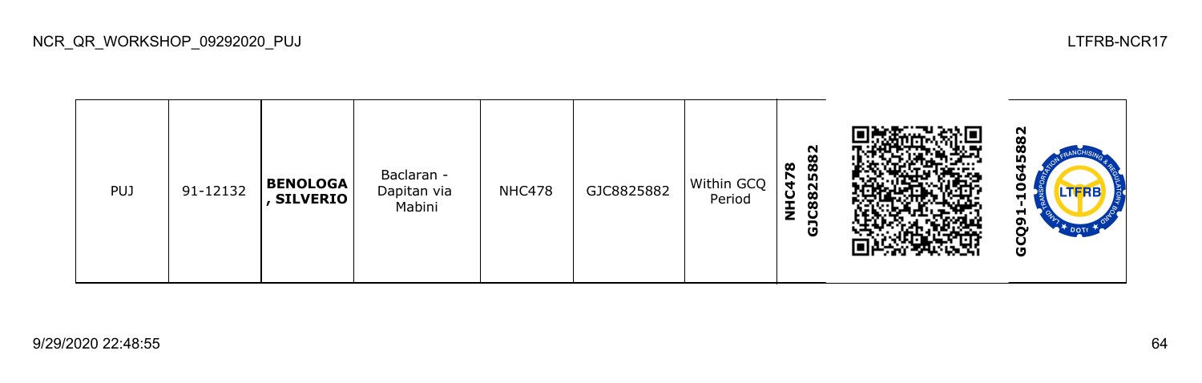| PUJ | 91-12132 | **BENOLOGA , SILVERIO** | Baclaran - Dapitan via Mabini | NHC478 | GJC8825882 | Within GCQ Period | **NHC478 GJC8825882** | | **GCQ91-10645882** |
|---|---|---|---|---|---|---|---|---|---|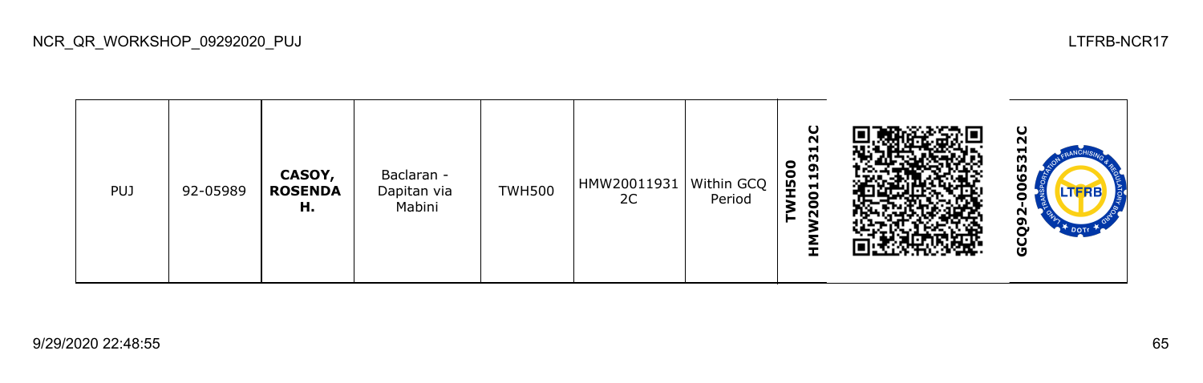| PUJ | 92-05989 | **CASOY, ROSENDA H.** | Baclaran - Dapitan via Mabini | TWH500 | HMW200119312C | Within GCQ Period | **TWH500 HMW200119312C** | | **GCQ92-0065312C** |
|---|---|---|---|---|---|---|---|---|---|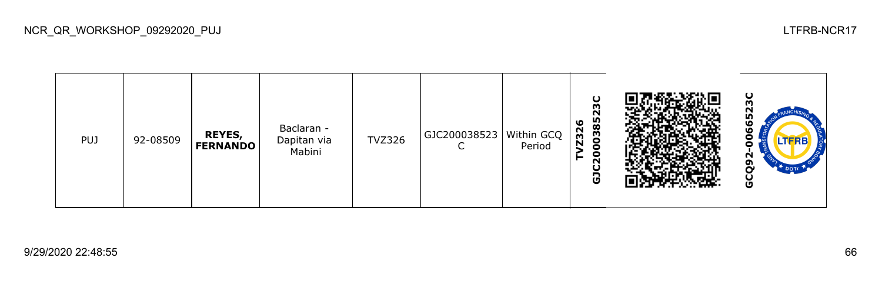| PUJ | 92-08509 | **REYES, FERNANDO** | Baclaran - Dapitan via Mabini | TVZ326 | GJC200038523C | Within GCQ Period | **TVZ326 GJC200038523C** | | **GCQ92-0066523C** |
|---|---|---|---|---|---|---|---|---|---|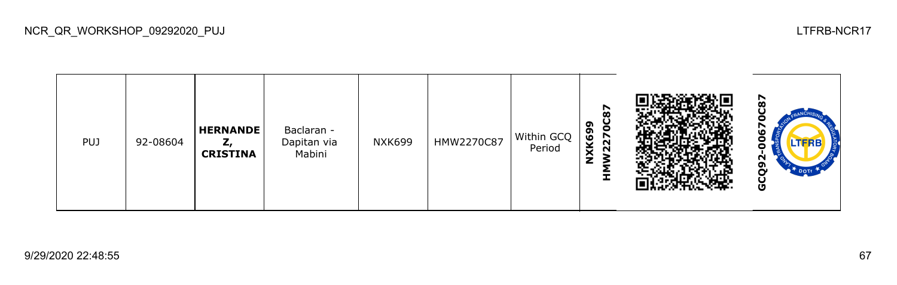| PUJ | 92-08604 | **HERNANDEZ, CRISTINA** | Baclaran - Dapitan via Mabini | NXK699 | HMW2270C87 | Within GCQ Period | **NXK699 HMW2270C87** | | **GCQ92-00670C87** |
|---|---|---|---|---|---|---|---|---|---|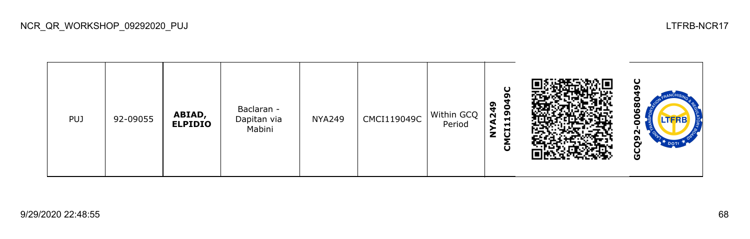| PUJ | 92-09055 | **ABIAD, ELPIDIO** | Baclaran - Dapitan via Mabini | NYA249 | CMCI119049C | Within GCQ Period | **NYA249 CMCI119049C** | | **GCQ92-0068049C** |
|---|---|---|---|---|---|---|---|---|---|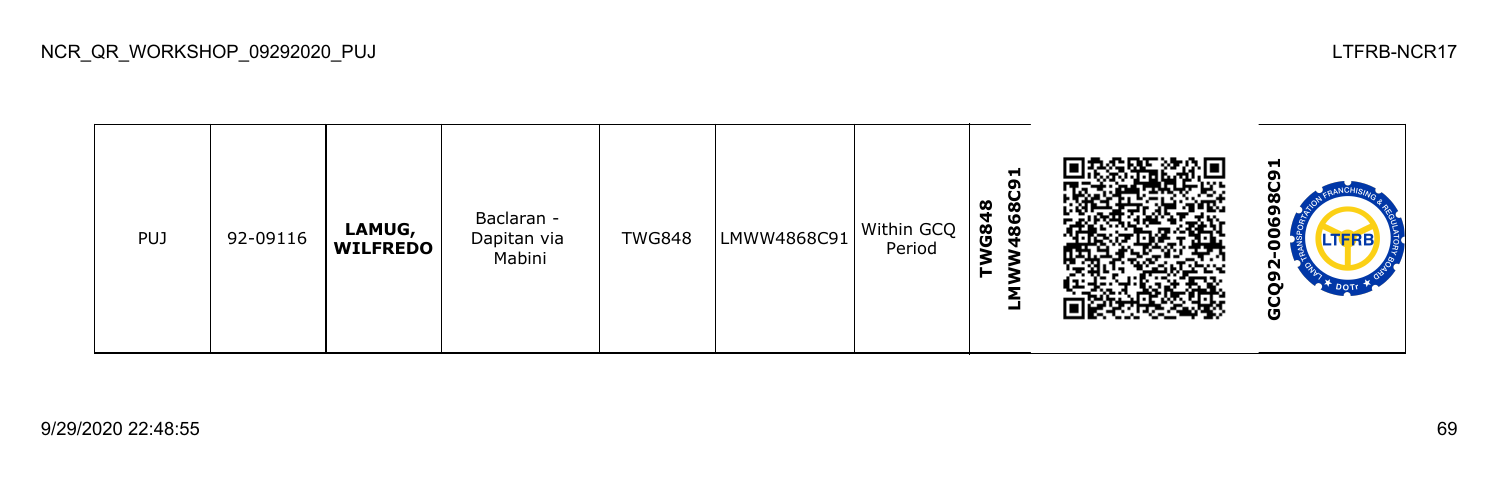| PUJ | 92-09116 | **LAMUG, WILFREDO** | Baclaran - Dapitan via Mabini | TWG848 | LMWW4868C91 | Within GCQ Period | **TWG848 LMWW4868C91** | | **GCQ92-00698C91** |
|---|---|---|---|---|---|---|---|---|---|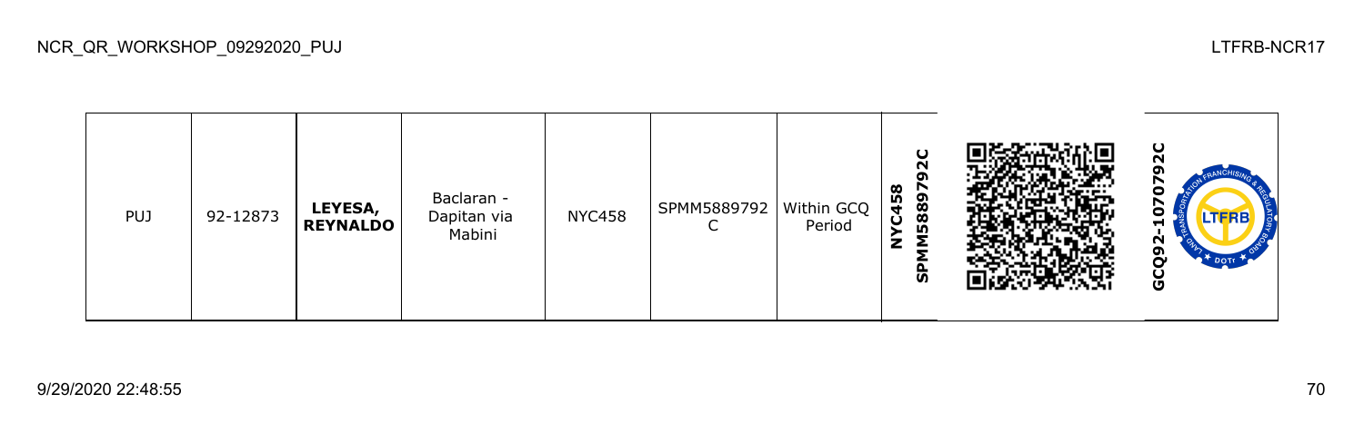| PUJ | 92-12873 | **LEYESA, REYNALDO** | Baclaran - Dapitan via Mabini | NYC458 | SPMM5889792C | Within GCQ Period | **NYC458 SPMM5889792C** | | **GCQ92-1070792C** |
|---|---|---|---|---|---|---|---|---|---|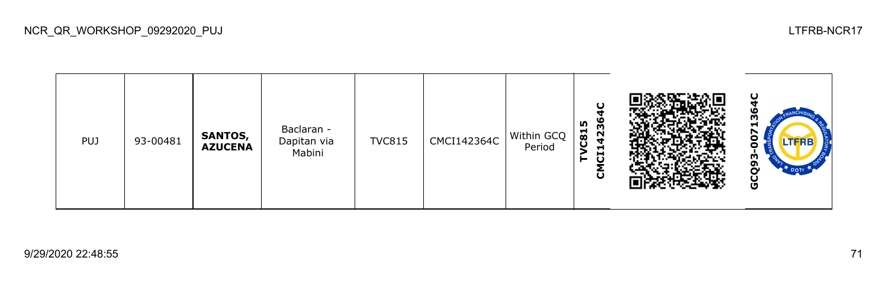| PUJ | 93-00481 | **SANTOS, AZUCENA** | Baclaran - Dapitan via Mabini | TVC815 | CMCI142364C | Within GCQ Period | **TVC815 CMCI142364C** | | **GCQ93-0071364C** |
|---|---|---|---|---|---|---|---|---|---|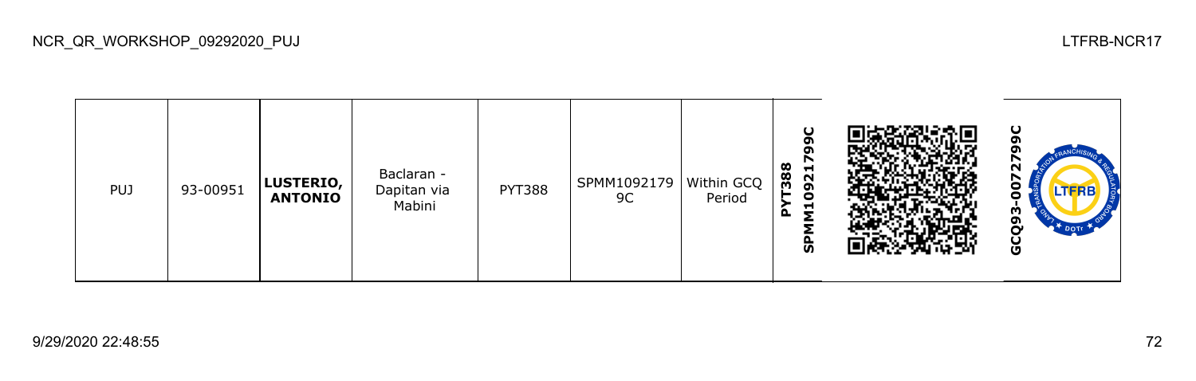| PUJ | 93-00951 | **LUSTERIO, ANTONIO** | Baclaran - Dapitan via Mabini | PYT388 | SPMM1092179 9C | Within GCQ Period | **PYT388 SPMM1092179C** | | **GCQ93-0072799C** |
|---|---|---|---|---|---|---|---|---|---|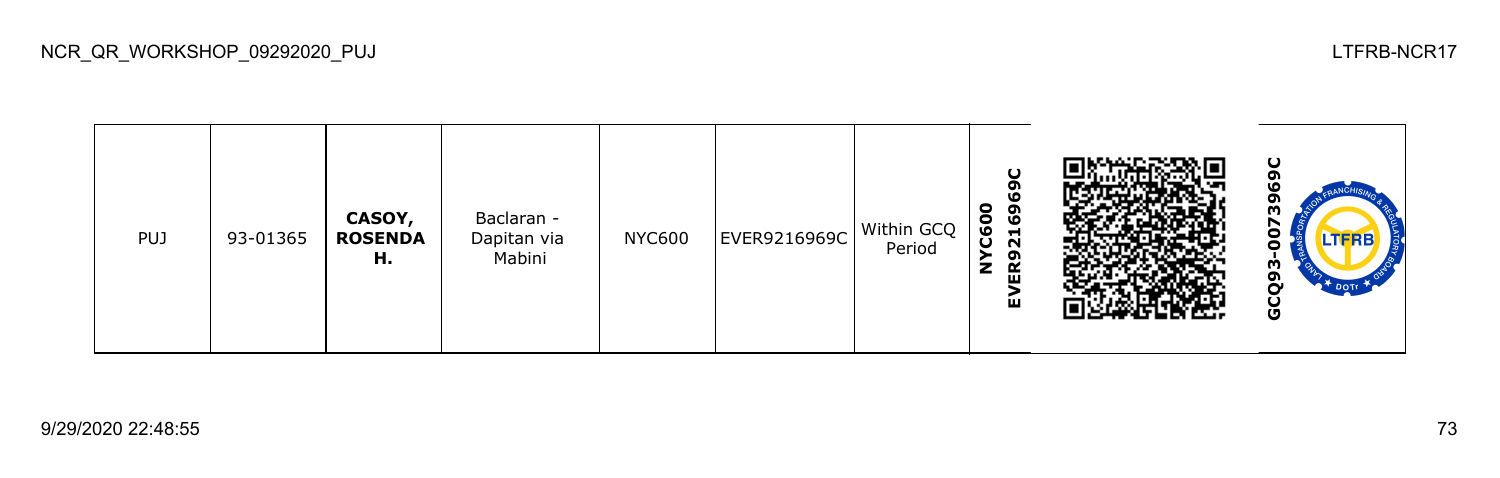| PUJ | 93-01365 | **CASOY, ROSENDA H.** | Baclaran - Dapitan via Mabini | NYC600 | EVER9216969C | Within GCQ Period | **NYC600 EVER9216969C** | | **GCQ93-0073969C** |
|---|---|---|---|---|---|---|---|---|---|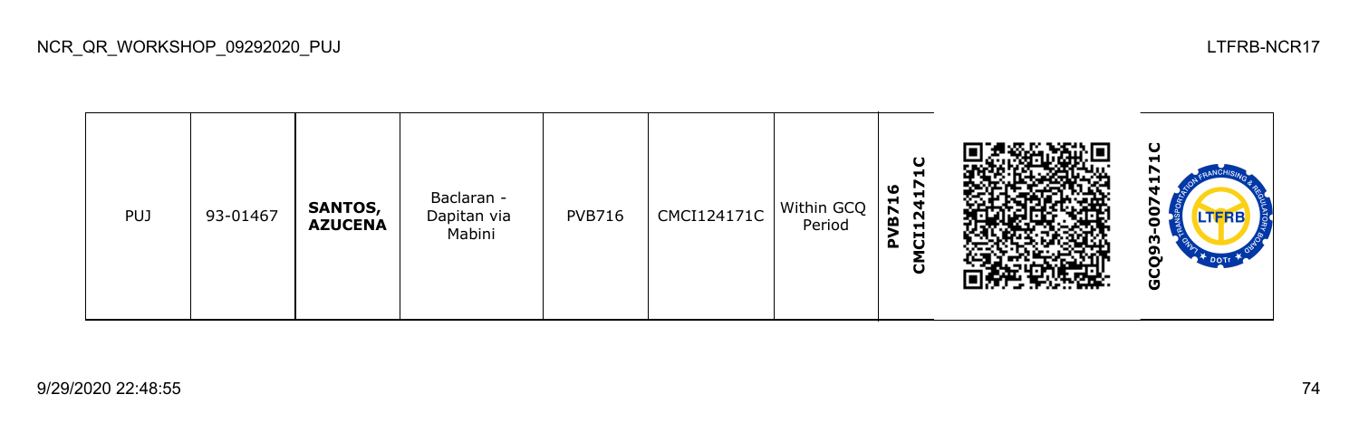| PUJ | 93-01467 | **SANTOS, AZUCENA** | Baclaran - Dapitan via Mabini | PVB716 | CMCI124171C | Within GCQ Period | **PVB716 CMCI124171C** | | **GCQ93-0074171C** |
|---|---|---|---|---|---|---|---|---|---|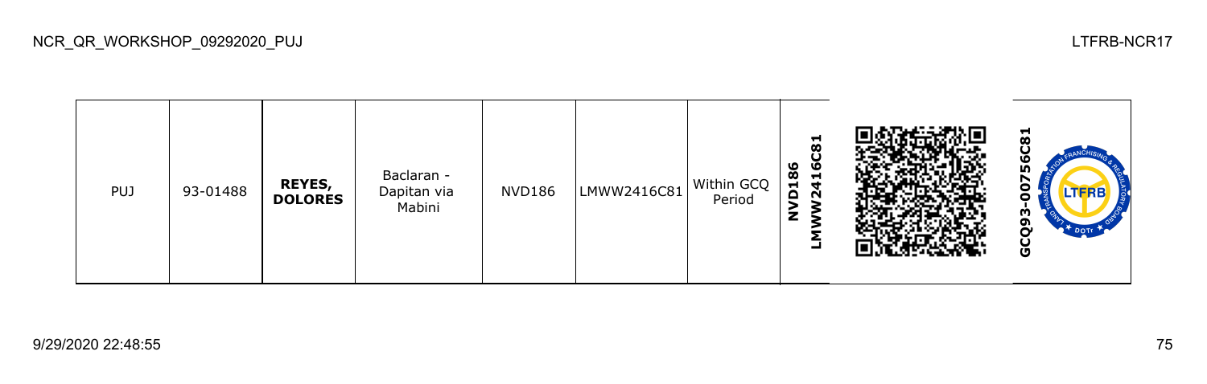| PUJ | 93-01488 | **REYES, DOLORES** | Baclaran - Dapitan via Mabini | NVD186 | LMWW2416C81 | Within GCQ Period | **NVD186 LMWW2416C81** | | **GCQ93-00756C81** |
|---|---|---|---|---|---|---|---|---|---|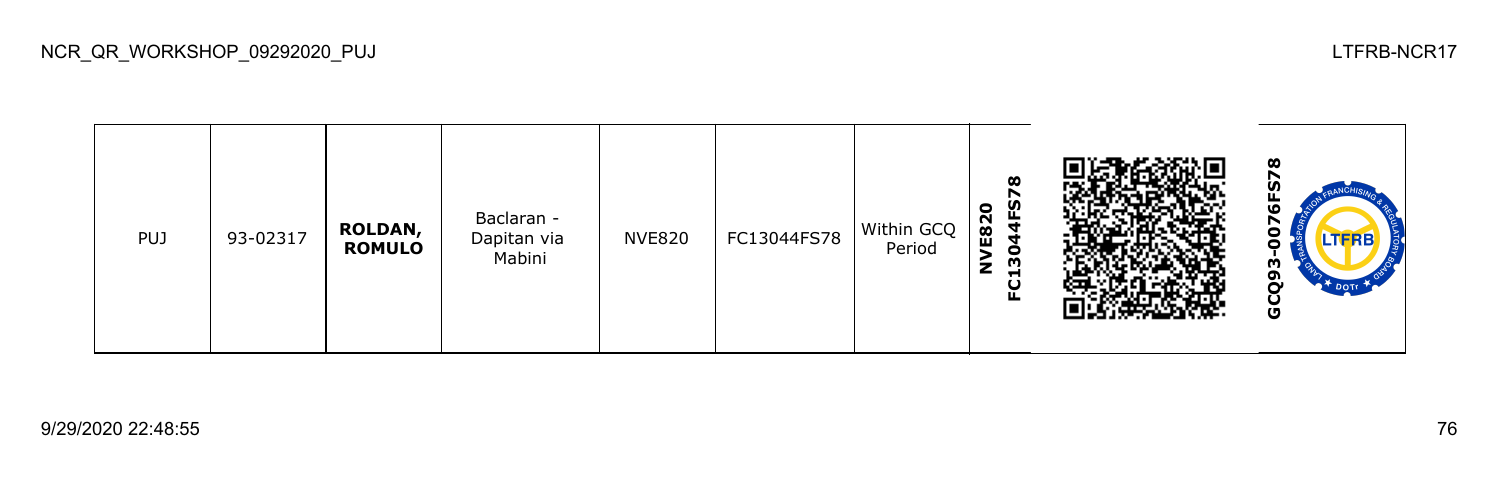| PUJ | 93-02317 | **ROLDAN, ROMULO** | Baclaran - Dapitan via Mabini | NVE820 | FC13044FS78 | Within GCQ Period | **NVE820 FC13044FS78** | | **GCQ93-0076FS78** |
|---|---|---|---|---|---|---|---|---|---|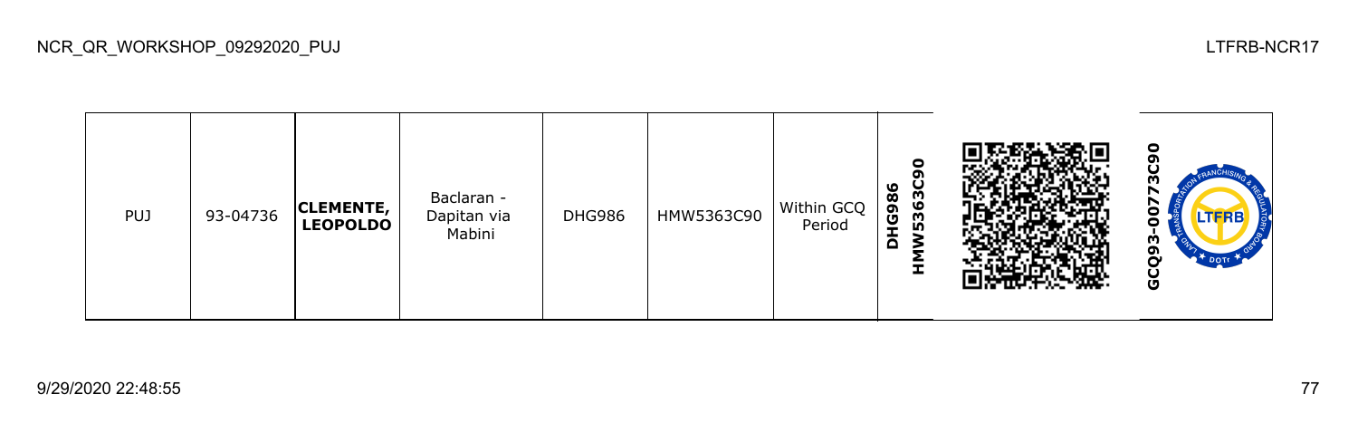| PUJ | 93-04736 | **CLEMENTE, LEOPOLDO** | Baclaran - Dapitan via Mabini | DHG986 | HMW5363C90 | Within GCQ Period | **DHG986 HMW5363C90** | | **GCQ93-00773C90** |
|---|---|---|---|---|---|---|---|---|---|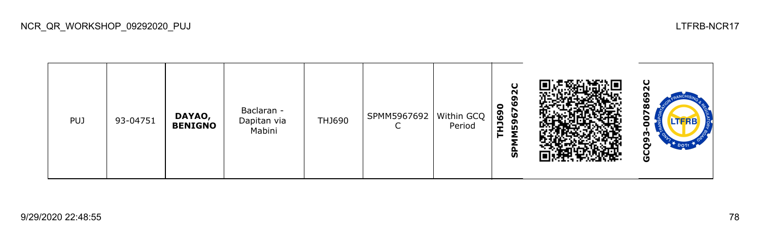| PUJ | 93-04751 | **DAYAO, BENIGNO** | Baclaran - Dapitan via Mabini | THJ690 | SPMM5967692C | Within GCQ Period | **THJ690 SPMM5967692C** | | **GCQ93-0078692C** |
|---|---|---|---|---|---|---|---|---|---|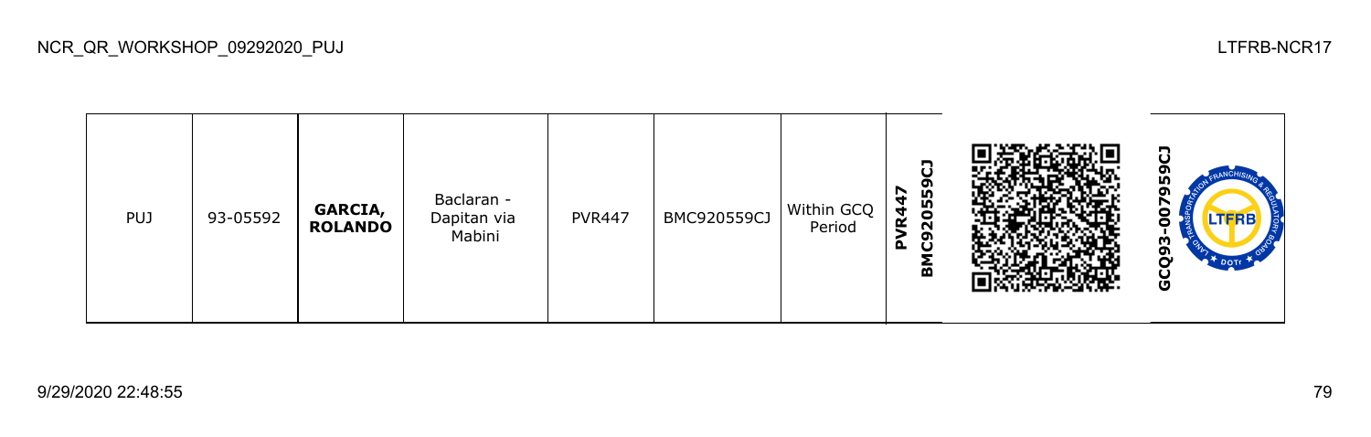| PUJ | 93-05592 | **GARCIA, ROLANDO** | Baclaran - Dapitan via Mabini | PVR447 | BMC920559CJ | Within GCQ Period | **PVR447 BMC920559CJ** | | **GCQ93-007959CJ** |
|---|---|---|---|---|---|---|---|---|---|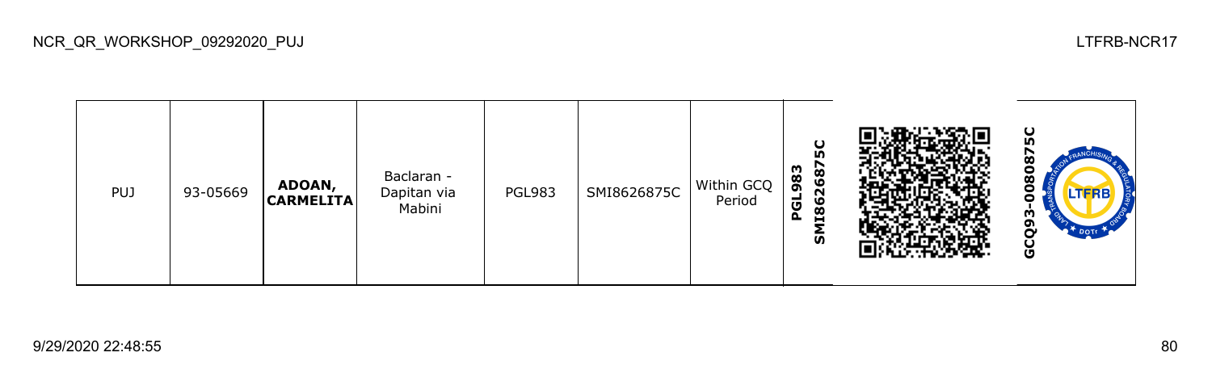| PUJ | 93-05669 | **ADOAN, CARMELITA** | Baclaran - Dapitan via Mabini | PGL983 | SMI8626875C | Within GCQ Period | **PGL983 SMI8626875C** | | **GCQ93-0080875C** |
|---|---|---|---|---|---|---|---|---|---|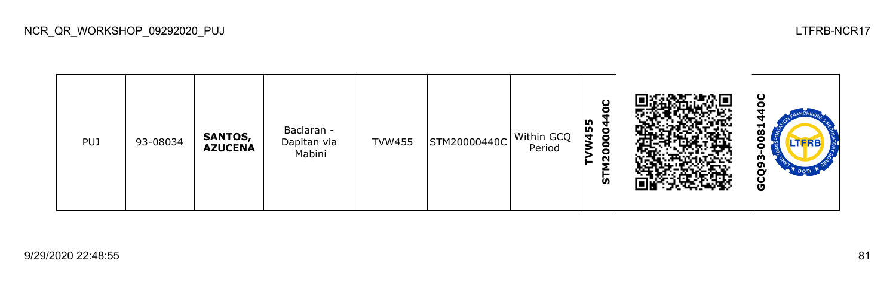| PUJ | 93-08034 | **SANTOS, AZUCENA** | Baclaran - Dapitan via Mabini | TVW455 | STM20000440C | Within GCQ Period | **TVW455 STM20000440C** | | **GCQ93-0081440C** |
|---|---|---|---|---|---|---|---|---|---|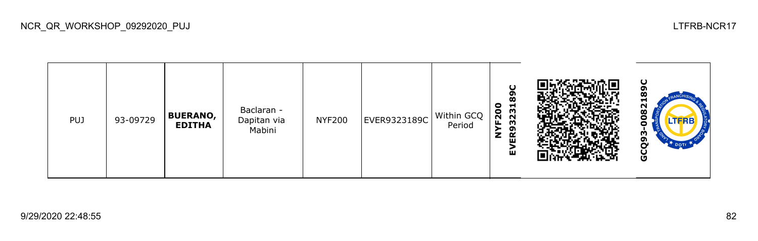| PUJ | 93-09729 | **BUERANO, EDITHA** | Baclaran - Dapitan via Mabini | NYF200 | EVER9323189C | Within GCQ Period | **NYF200 EVER9323189C** | | **GCQ93-0082189C** |
|---|---|---|---|---|---|---|---|---|---|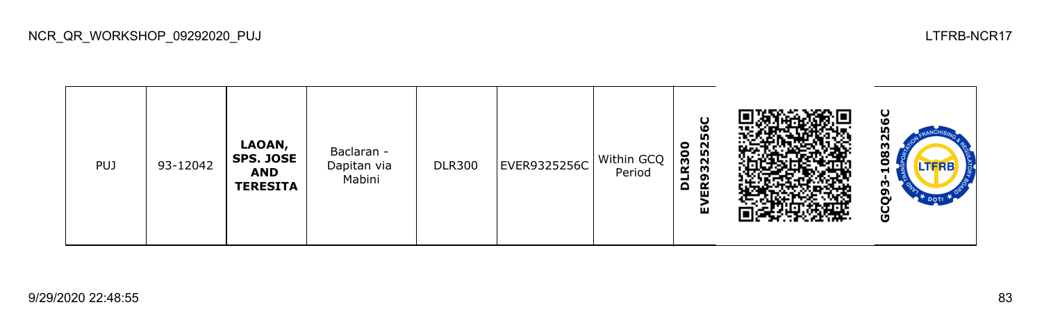| PUJ | 93-12042 | **LAOAN, SPS. JOSE AND TERESITA** | Baclaran - Dapitan via Mabini | DLR300 | EVER9325256C | Within GCQ Period | **DLR300 EVER9325256C** | | **GCQ93-1083256C** |
|---|---|---|---|---|---|---|---|---|---|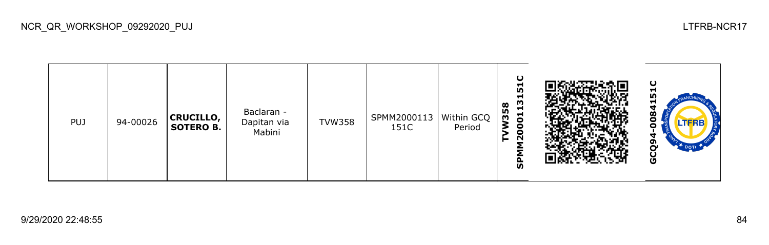| PUJ | 94-00026 | **CRUCILLO, SOTERO B.** | Baclaran - Dapitan via Mabini | TVW358 | SPMM2000113151C | Within GCQ Period | **TVW358 SPMM2000113151C** | | **GCQ94-0084151C** |
|---|---|---|---|---|---|---|---|---|---|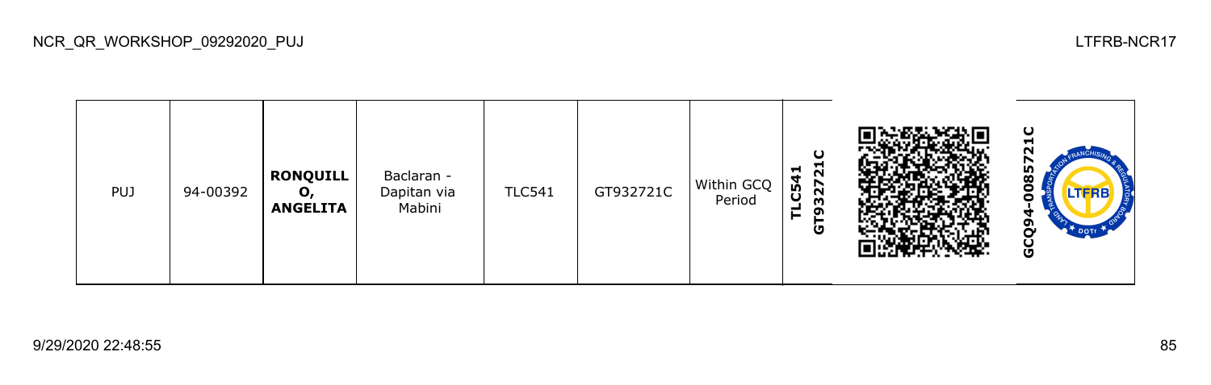| PUJ | 94-00392 | **RONQUILLO, ANGELITA** | Baclaran - Dapitan via Mabini | TLC541 | GT932721C | Within GCQ Period | **TLC541 GT932721C** | | **GCQ94-0085721C** |
|---|---|---|---|---|---|---|---|---|---|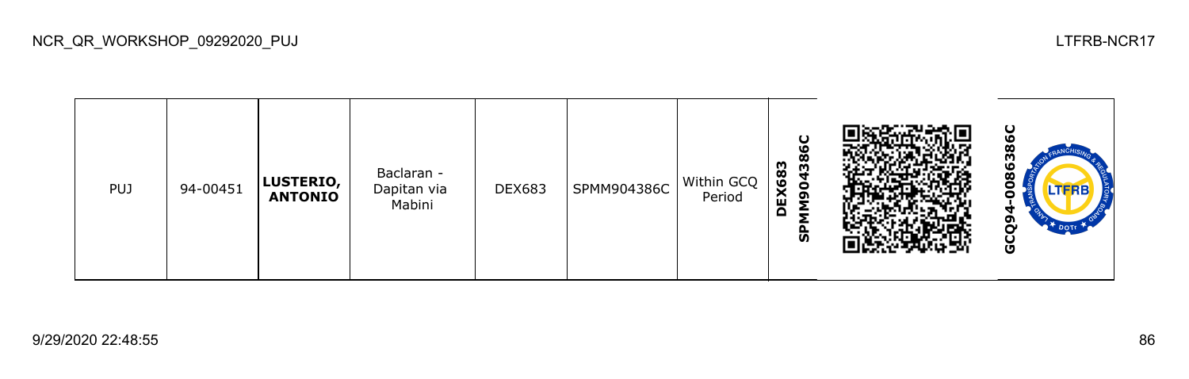| PUJ | 94-00451 | **LUSTERIO, ANTONIO** | Baclaran - Dapitan via Mabini | DEX683 | SPMM904386C | Within GCQ Period | **DEX683 SPMM904386C** | | **GCQ94-0086386C** |
|---|---|---|---|---|---|---|---|---|---|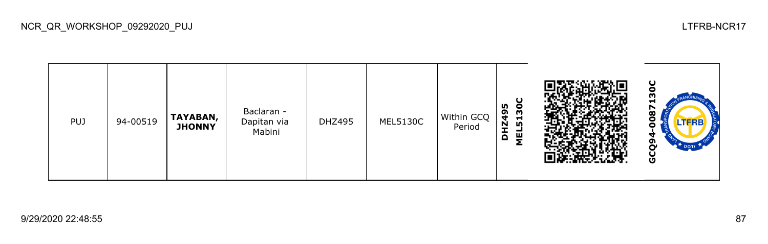| PUJ | 94-00519 | **TAYABAN, JHONNY** | Baclaran - Dapitan via Mabini | DHZ495 | MEL5130C | Within GCQ Period | **DHZ495 MEL5130C** | | **GCQ94-0087130C** |
|---|---|---|---|---|---|---|---|---|---|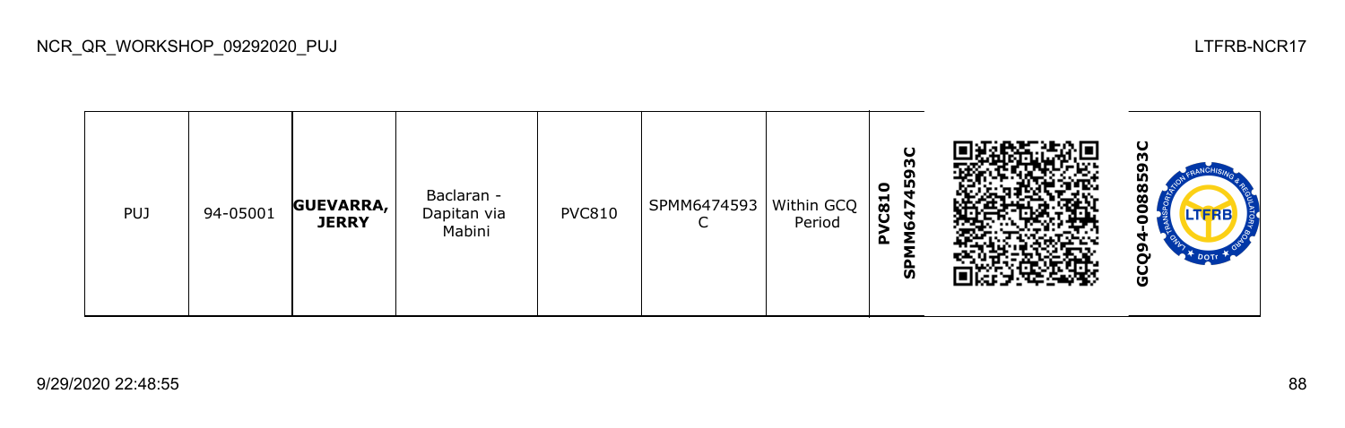NCR_QR_WORKSHOP_09292020_PUJ

LTFRB-NCR17

| PUJ | 94-05001 | **GUEVARRA, JERRY** | Baclaran - Dapitan via Mabini | PVC810 | SPMM6474593C | Within GCQ Period | **PVC810 SPMM6474593C** | | **GCQ94-0088593C** |
|---|---|---|---|---|---|---|---|---|---|

9/29/2020 22:48:55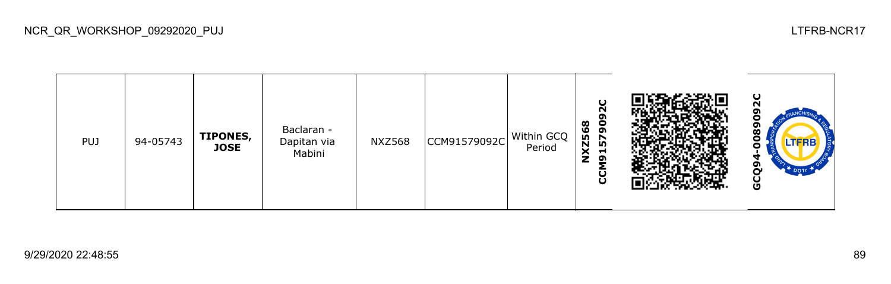| PUJ | 94-05743 | **TIPONES, JOSE** | Baclaran - Dapitan via Mabini | NXZ568 | CCM91579092C | Within GCQ Period | **NXZ568 CCM91579092C** | | **GCQ94-0089092C** |
|---|---|---|---|---|---|---|---|---|---|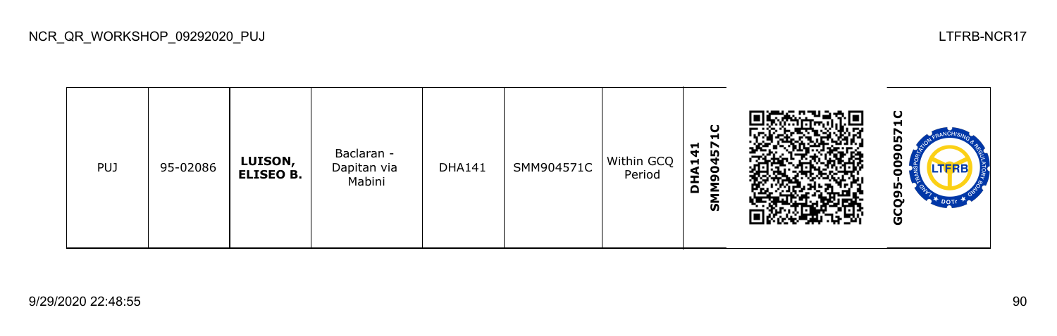| PUJ | 95-02086 | **LUISON, ELISEO B.** | Baclaran - Dapitan via Mabini | DHA141 | SMM904571C | Within GCQ Period | **DHA141 SMM904571C** | | **GCQ95-0090571C** |
|---|---|---|---|---|---|---|---|---|---|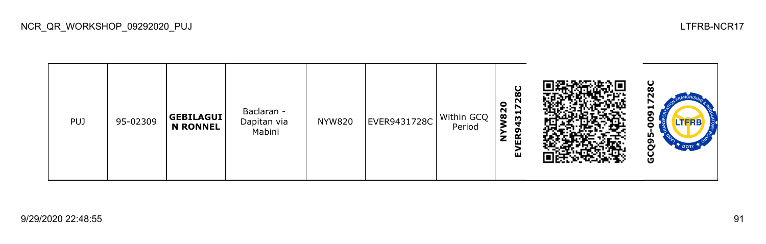NCR_QR_WORKSHOP_09292020_PUJ

LTFRB-NCR17

| PUJ | 95-02309 | **GEBILAGUIN RONNEL** | Baclaran - Dapitan via Mabini | NYW820 | EVER9431728C | Within GCQ Period | **NYW820 EVER9431728C** | | **GCQ95-0091728C** |
|---|---|---|---|---|---|---|---|---|---|

9/29/2020 22:48:55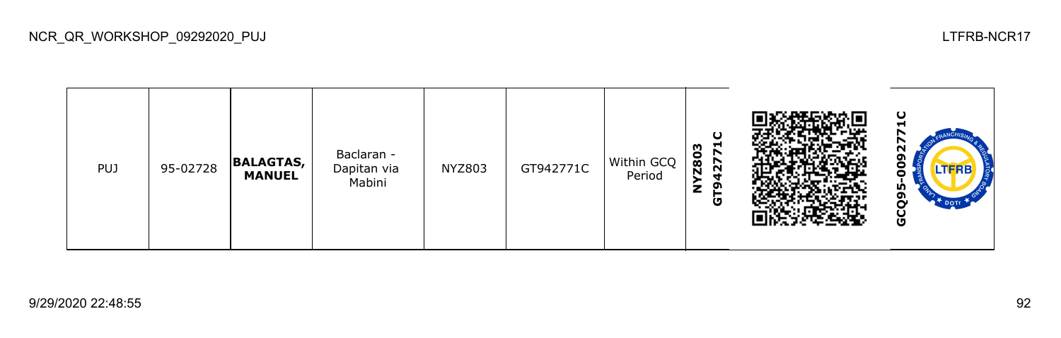| PUJ | 95-02728 | **BALAGTAS, MANUEL** | Baclaran - Dapitan via Mabini | NYZ803 | GT942771C | Within GCQ Period | **NYZ803 GT942771C** | | **GCQ95-0092771C** |
|---|---|---|---|---|---|---|---|---|---|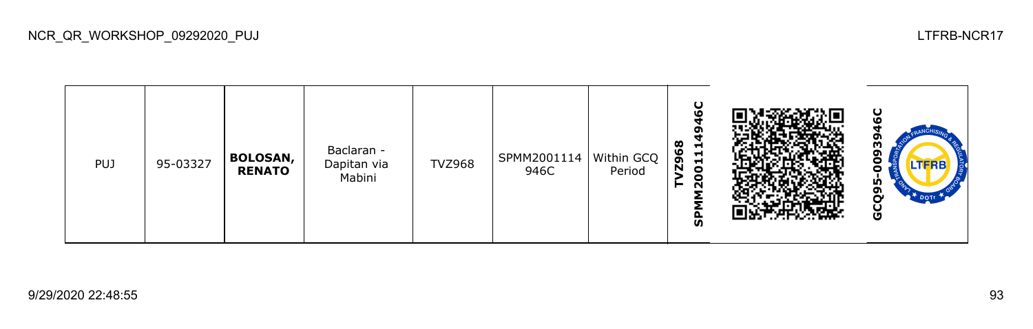| PUJ | 95-03327 | **BOLOSAN, RENATO** | Baclaran - Dapitan via Mabini | TVZ968 | SPMM2001114946C | Within GCQ Period | **SPMM2001114946C TVZ968** | | **GCQ95-0093946C** |
|---|---|---|---|---|---|---|---|---|---|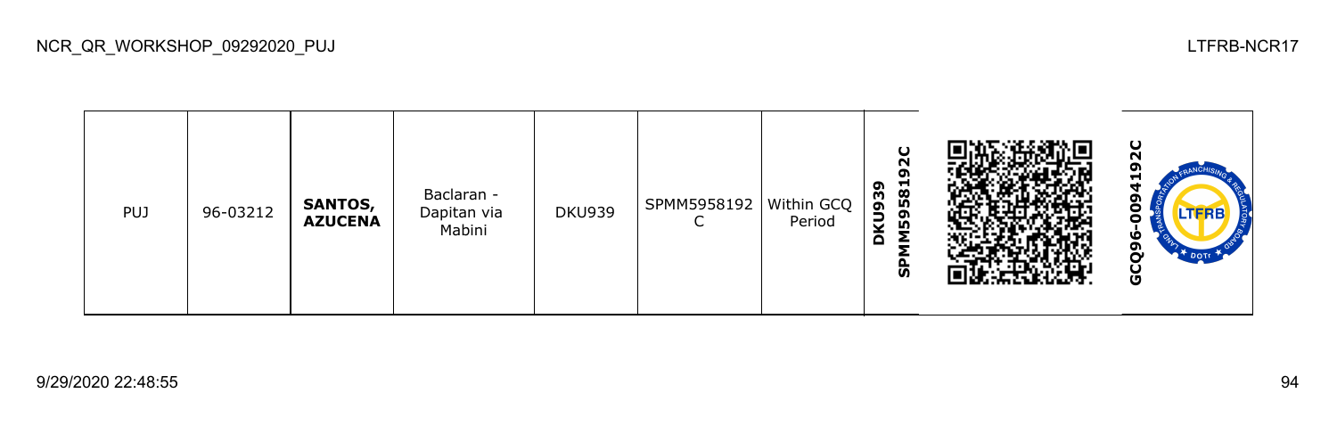| PUJ | 96-03212 | **SANTOS, AZUCENA** | Baclaran - Dapitan via Mabini | DKU939 | SPMM5958192C | Within GCQ Period | **DKU939 SPMM5958192C** | | **GCQ96-0094192C** |
|---|---|---|---|---|---|---|---|---|---|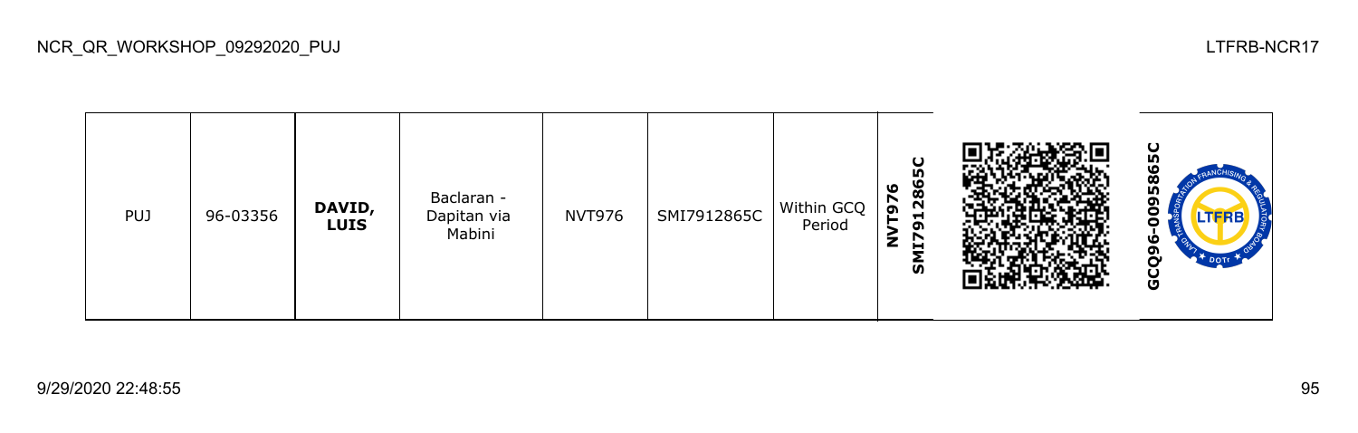| PUJ | 96-03356 | **DAVID, LUIS** | Baclaran - Dapitan via Mabini | NVT976 | SMI7912865C | Within GCQ Period | **NVT976 SMI7912865C** | | **GCQ96-0095865C** |
| --- | --- | --- | --- | --- | --- | --- | --- | --- | --- |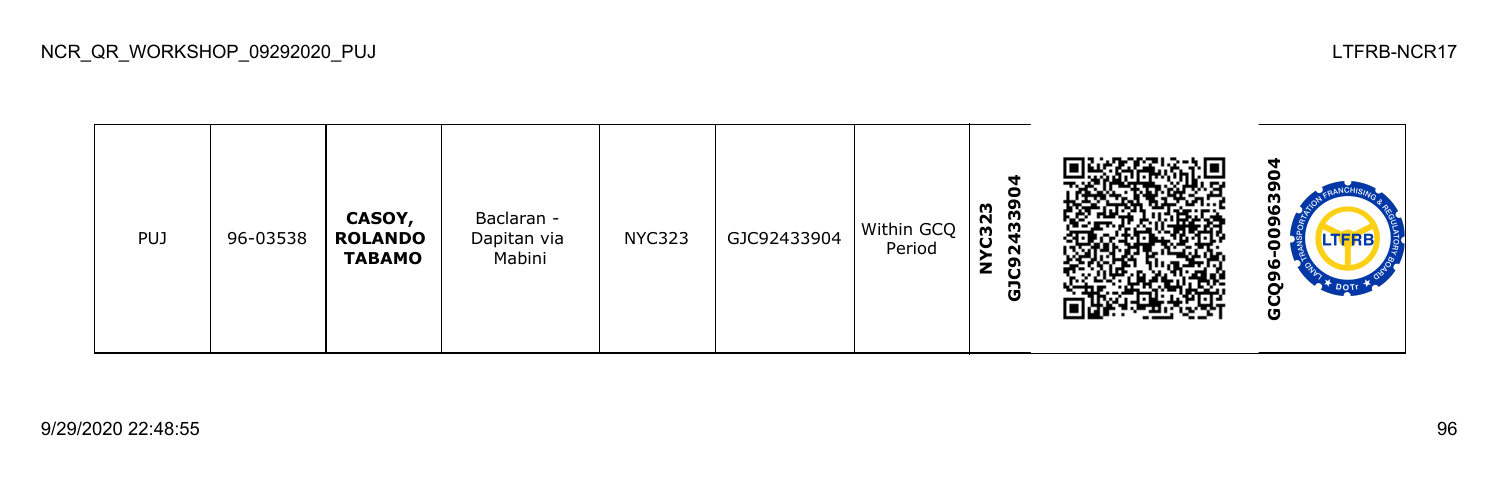| PUJ | 96-03538 | **CASOY, ROLANDO TABAMO** | Baclaran - Dapitan via Mabini | NYC323 | GJC92433904 | Within GCQ Period | **NYC323 GJC92433904** | | **GCQ96-00963904** |
|---|---|---|---|---|---|---|---|---|---|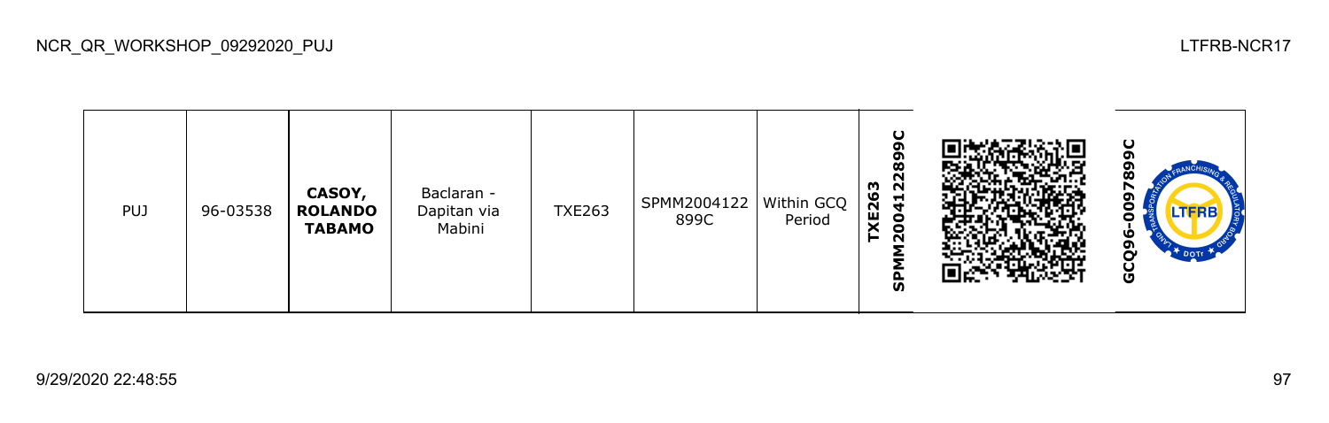| PUJ | 96-03538 | **CASOY, ROLANDO TABAMO** | Baclaran - Dapitan via Mabini | TXE263 | SPMM2004122899C | Within GCQ Period | **TXE263 SPMM2004122899C** | | **GCQ96-0097899C** |
|---|---|---|---|---|---|---|---|---|---|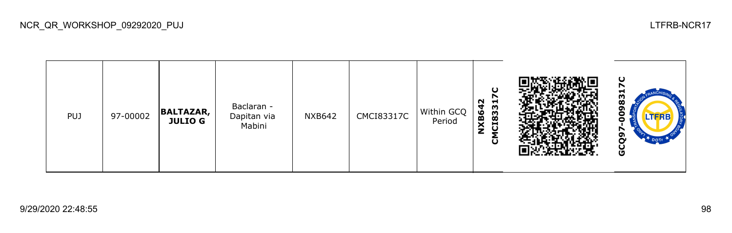| PUJ | 97-00002 | **BALTAZAR, JULIO G** | Baclaran - Dapitan via Mabini | NXB642 | CMCI83317C | Within GCQ Period | **NXB642 CMCI83317C** | | **GCQ97-0098317C** |
|---|---|---|---|---|---|---|---|---|---|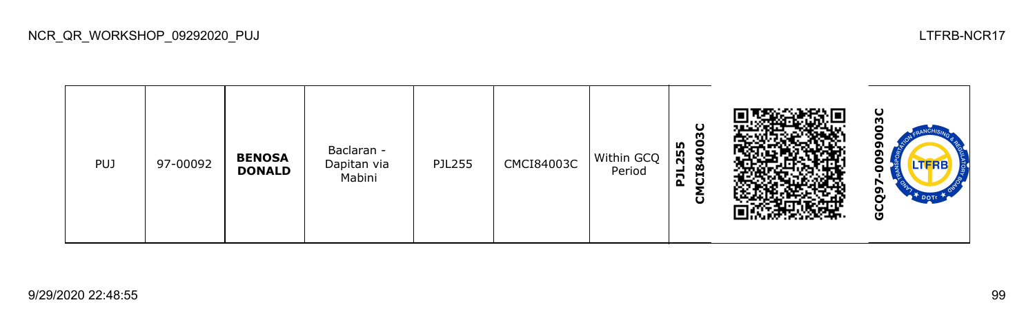| PUJ | 97-00092 | **BENOSA DONALD** | Baclaran - Dapitan via Mabini | PJL255 | CMCI84003C | Within GCQ Period | **PJL255 CMCI84003C** | | **GCQ97-0099003C** |
|---|---|---|---|---|---|---|---|---|---|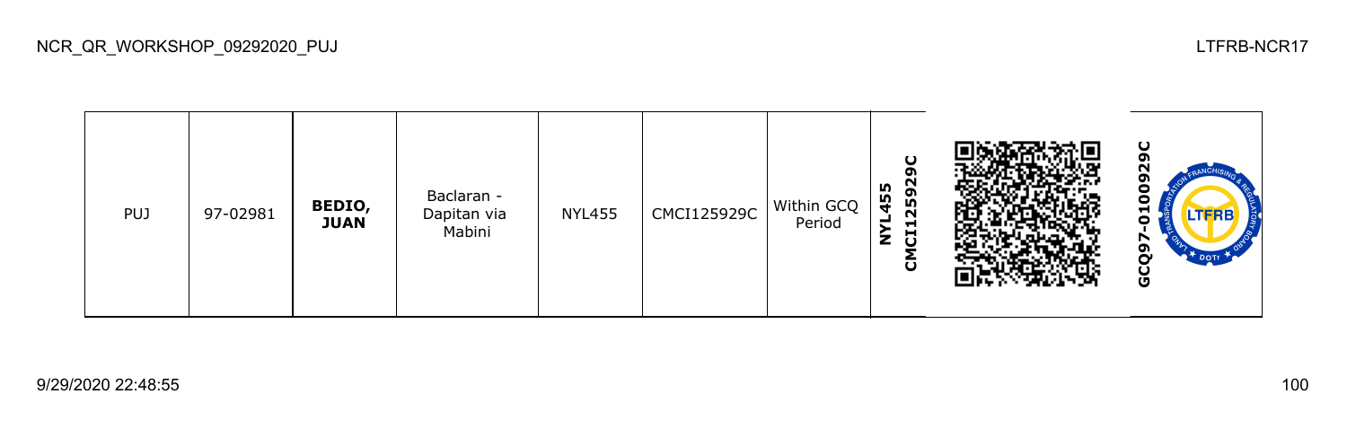| PUJ | 97-02981 | **BEDIO, JUAN** | Baclaran - Dapitan via Mabini | NYL455 | CMCI125929C | Within GCQ Period | **NYL455 CMCI125929C** | | **GCQ97-0100929C** |
|---|---|---|---|---|---|---|---|---|---|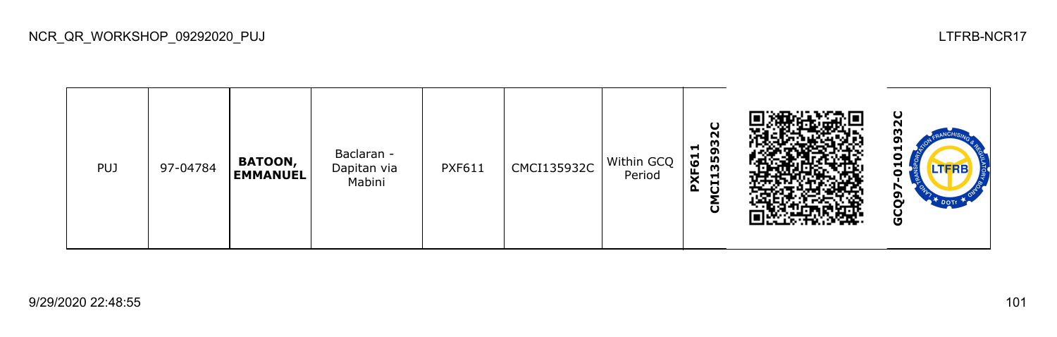| PUJ | 97-04784 | **BATOON, EMMANUEL** | Baclaran - Dapitan via Mabini | PXF611 | CMCI135932C | Within GCQ Period | **PXF611 CMCI135932C** | | **GCQ97-0101932C** |
|---|---|---|---|---|---|---|---|---|---|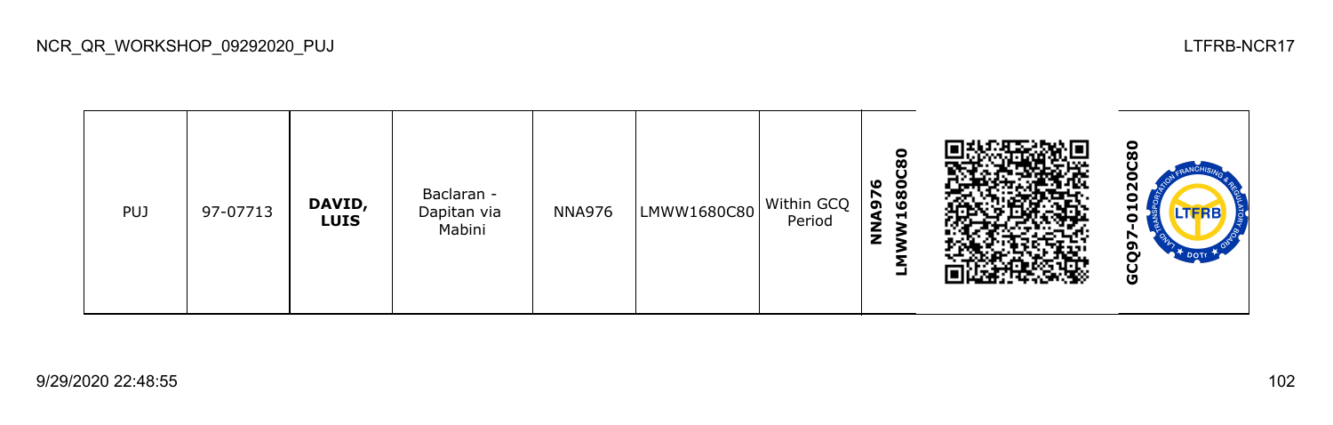| PUJ | 97-07713 | **DAVID, LUIS** | Baclaran - Dapitan via Mabini | NNA976 | LMWW1680C80 | Within GCQ Period | **NNA976 LMWW1680C80** | | **GCQ97-01020C80** |
|---|---|---|---|---|---|---|---|---|---|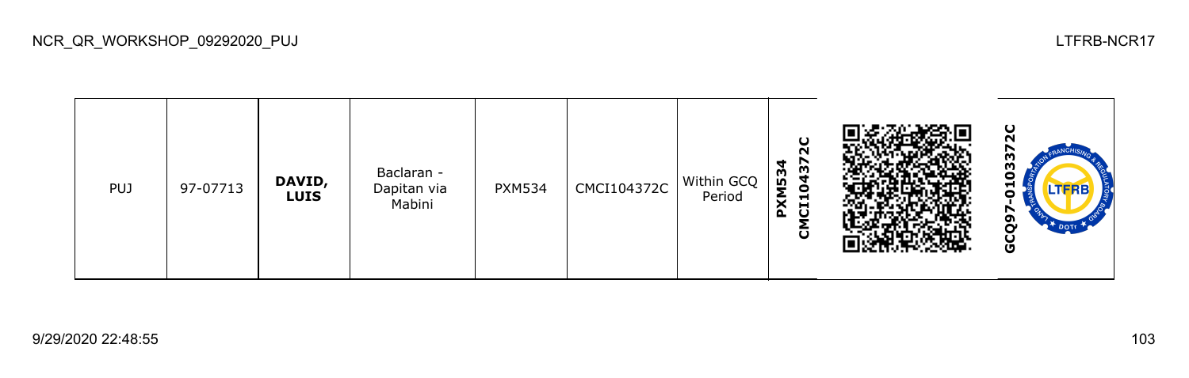| PUJ | 97-07713 | **DAVID, LUIS** | Baclaran - Dapitan via Mabini | PXM534 | CMCI104372C | Within GCQ Period | **PXM534 CMCI104372C** | | **GCQ97-0103372C** |
|---|---|---|---|---|---|---|---|---|---|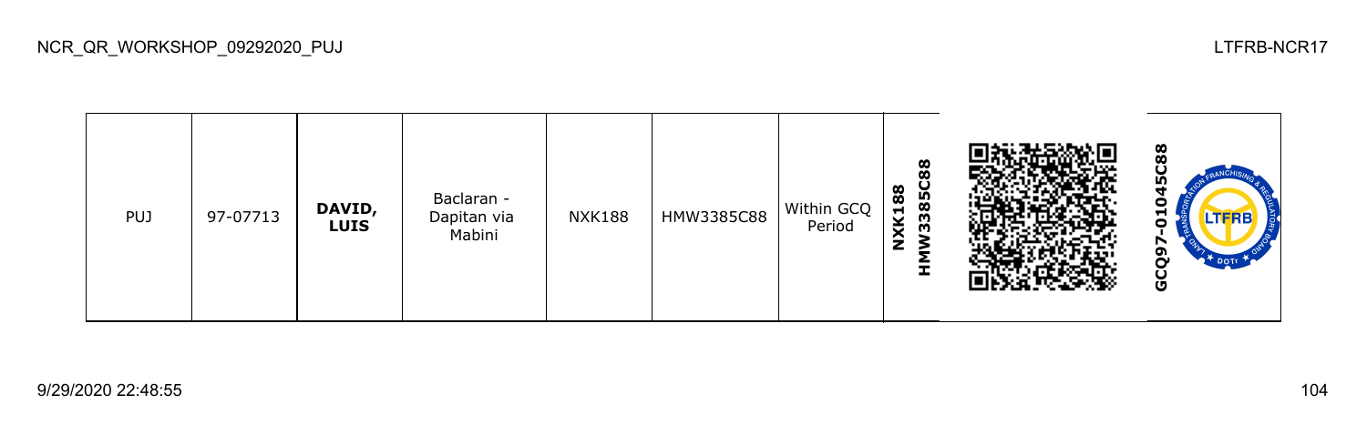| PUJ | 97-07713 | **DAVID, LUIS** | Baclaran - Dapitan via Mabini | NXK188 | HMW3385C88 | Within GCQ Period | **NXK188 HMW3385C88** | | **GCQ97-01045C88** |
|---|---|---|---|---|---|---|---|---|---|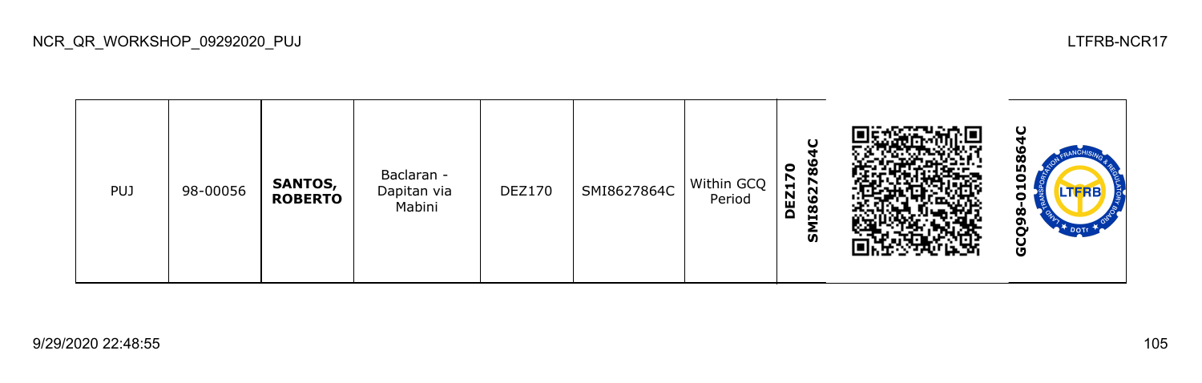| PUJ | 98-00056 | **SANTOS, ROBERTO** | Baclaran - Dapitan via Mabini | DEZ170 | SMI8627864C | Within GCQ Period | **DEZ170 SMI8627864C** | | **GCQ98-0105864C** |
|---|---|---|---|---|---|---|---|---|---|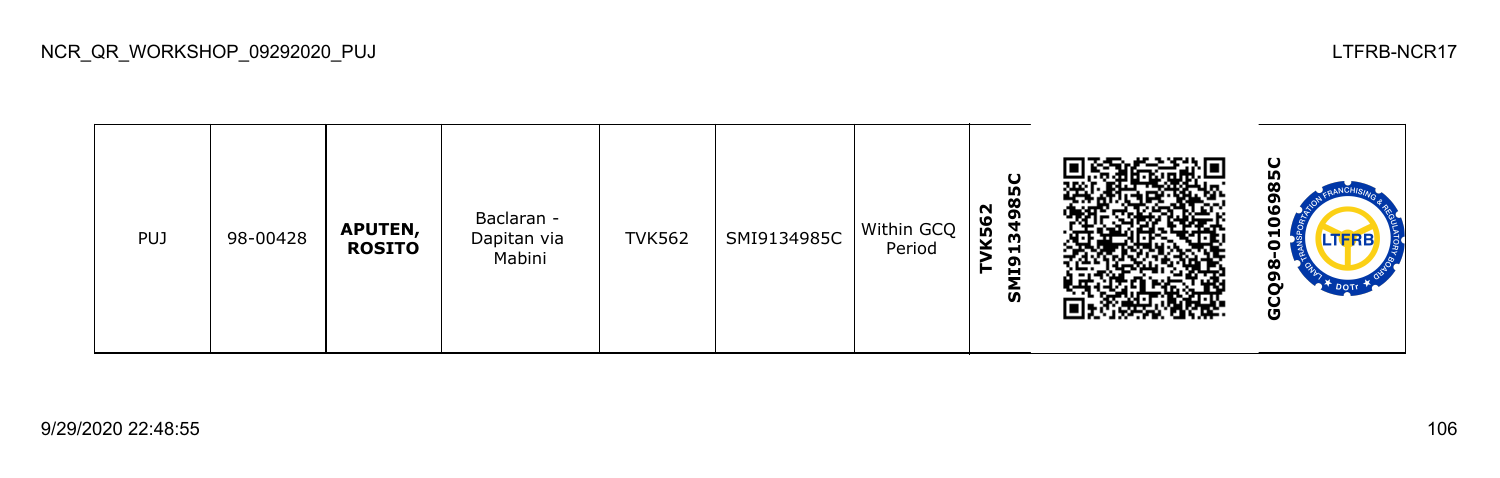| PUJ | 98-00428 | **APUTEN, ROSITO** | Baclaran - Dapitan via Mabini | TVK562 | SMI9134985C | Within GCQ Period | **TVK562 SMI9134985C** | | **GCQ98-0106985C** |
|---|---|---|---|---|---|---|---|---|---|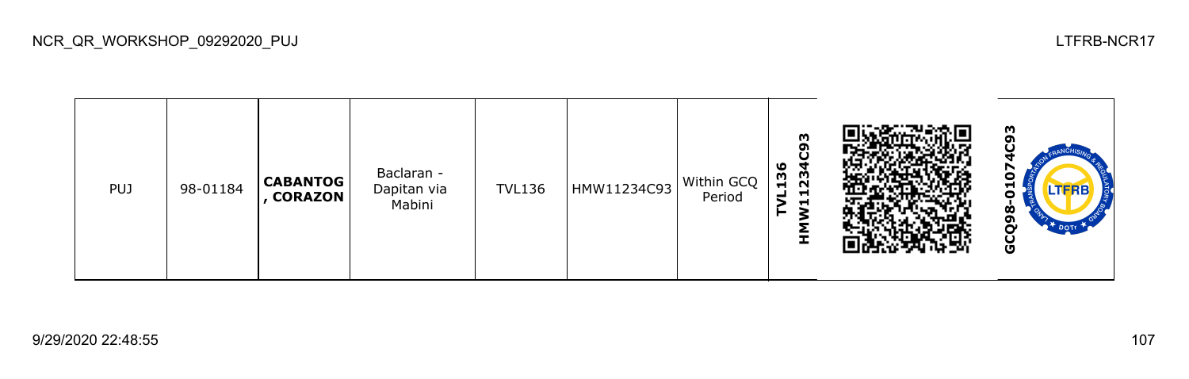| PUJ | 98-01184 | **CABANTOG , CORAZON** | Baclaran - Dapitan via Mabini | TVL136 | HMW11234C93 | Within GCQ Period | **TVL136 HMW11234C93** | | **GCQ98-01074C93** |
|---|---|---|---|---|---|---|---|---|---|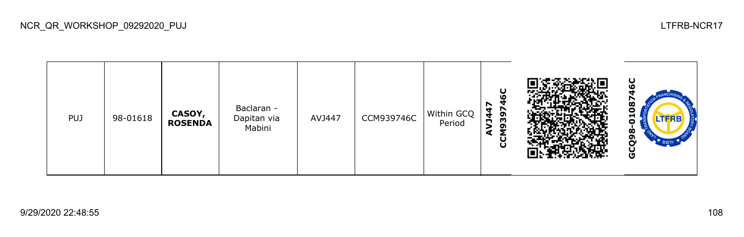| PUJ | 98-01618 | **CASOY, ROSENDA** | Baclaran - Dapitan via Mabini | AVJ447 | CCM939746C | Within GCQ Period | **AVJ447 CCM939746C** | | **GCQ98-0108746C** |
|---|---|---|---|---|---|---|---|---|---|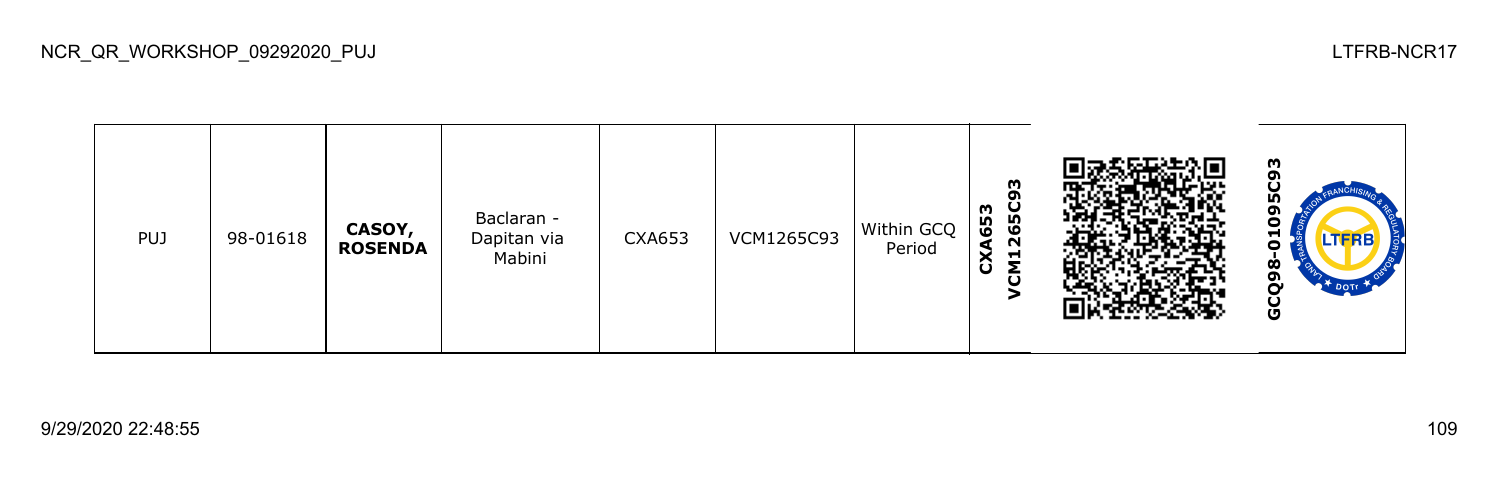| PUJ | 98-01618 | **CASOY, ROSENDA** | Baclaran - Dapitan via Mabini | CXA653 | VCM1265C93 | Within GCQ Period | **CXA653 VCM1265C93** | | **GCQ98-01095C93** |
|---|---|---|---|---|---|---|---|---|---|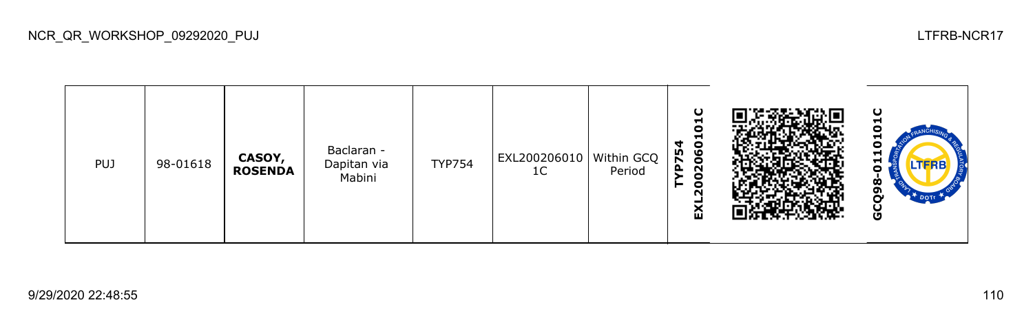| PUJ | 98-01618 | **CASOY, ROSENDA** | Baclaran - Dapitan via Mabini | TYP754 | EXL2002060101C | Within GCQ Period | **TYP754 EXL2002060101C** | | **GCQ98-0110101C** |
|---|---|---|---|---|---|---|---|---|---|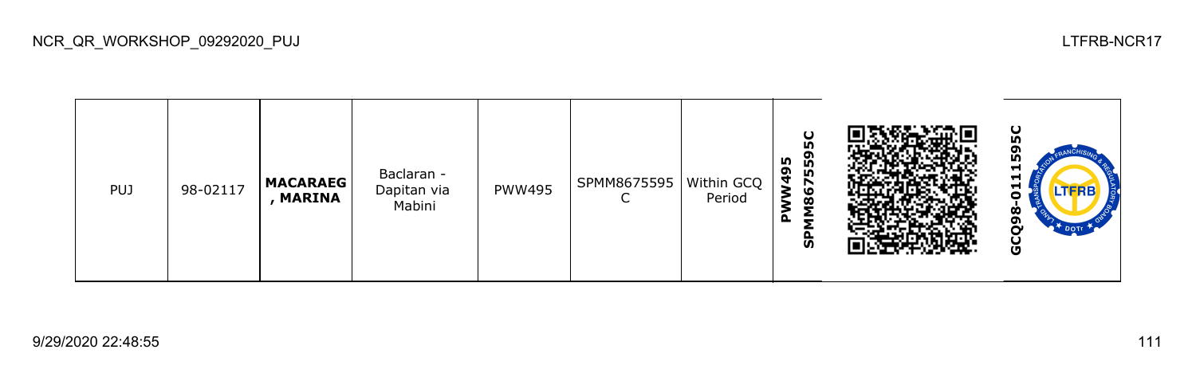| PUJ | 98-02117 | **MACARAEG , MARINA** | Baclaran - Dapitan via Mabini | PWW495 | SPMM8675595 C | Within GCQ Period | **PWW495 SPMM8675595C** | | **GCQ98-0111595C** |
|---|---|---|---|---|---|---|---|---|---|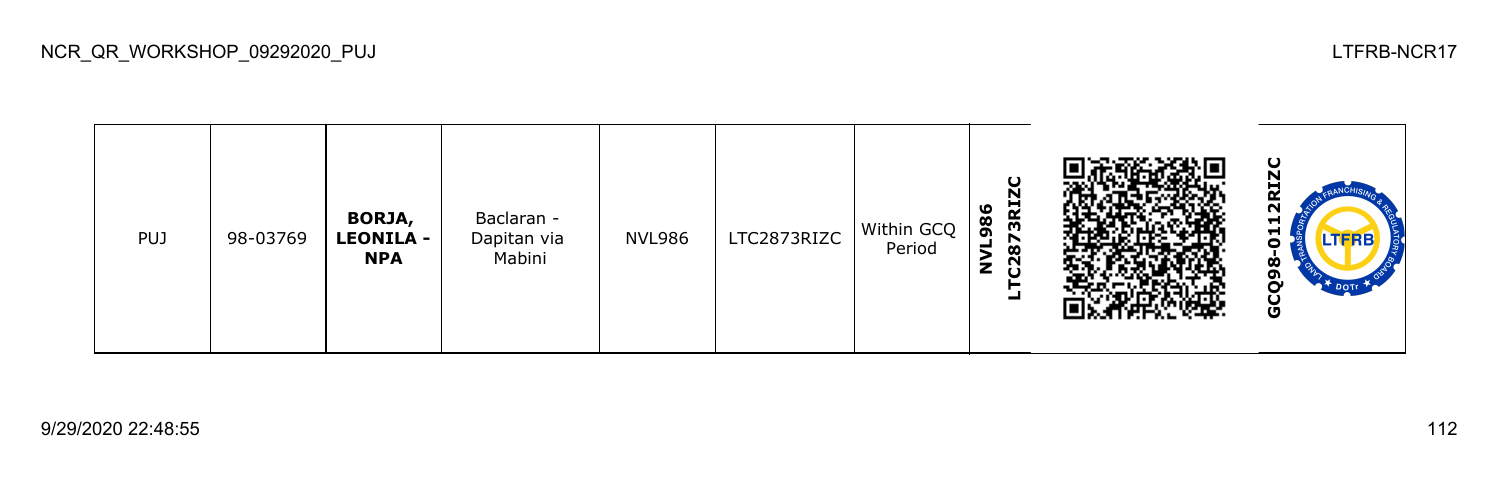| PUJ | 98-03769 | **BORJA, LEONILA - NPA** | Baclaran - Dapitan via Mabini | NVL986 | LTC2873RIZC | Within GCQ Period | **NVL986 LTC2873RIZC** | | **GCQ98-0112RIZC** |
|---|---|---|---|---|---|---|---|---|---|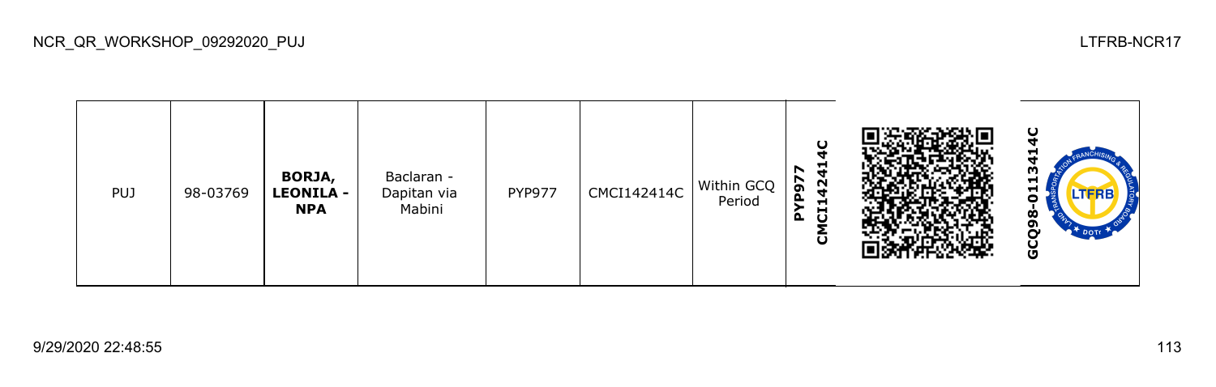| PUJ | 98-03769 | **BORJA, LEONILA - NPA** | Baclaran - Dapitan via Mabini | PYP977 | CMCI142414C | Within GCQ Period | **PYP977 CMCI142414C** | | **GCQ98-0113414C** |
|---|---|---|---|---|---|---|---|---|---|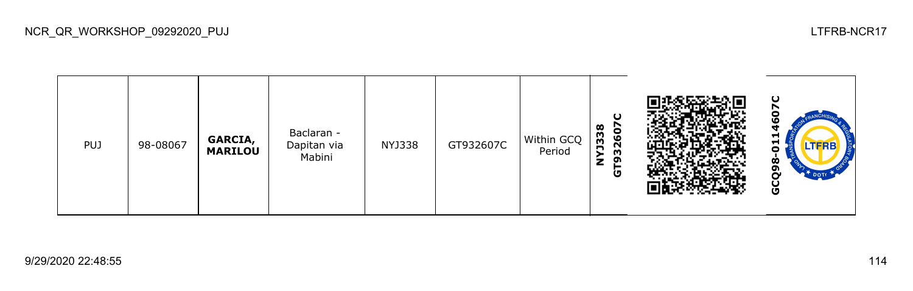| PUJ | 98-08067 | **GARCIA, MARILOU** | Baclaran - Dapitan via Mabini | NYJ338 | GT932607C | Within GCQ Period | **NYJ338 GT932607C** | | **GCQ98-0114607C** |
|---|---|---|---|---|---|---|---|---|---|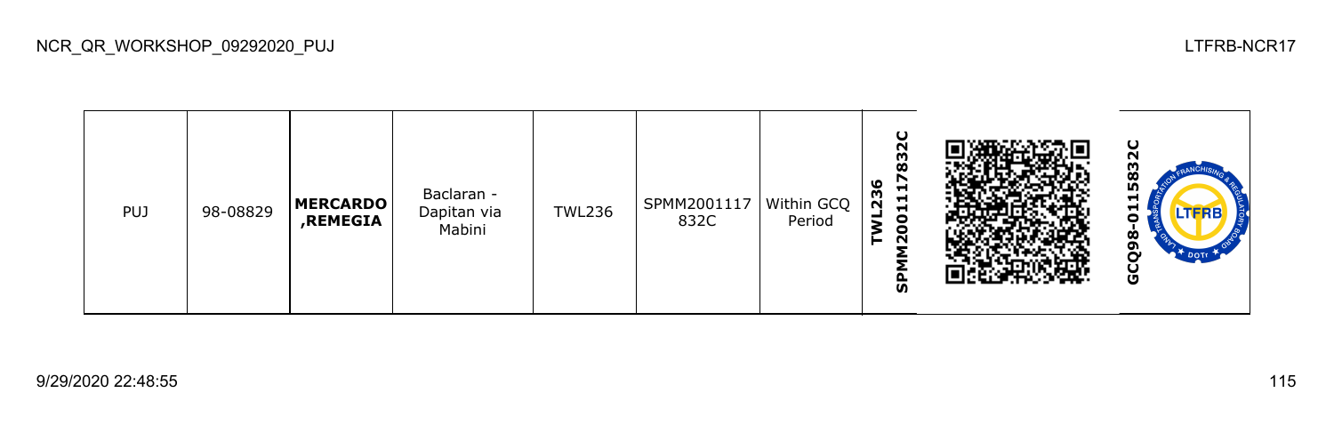| PUJ | 98-08829 | **MERCARDO ,REMEGIA** | Baclaran - Dapitan via Mabini | TWL236 | SPMM2001117832C | Within GCQ Period | **TWL236 SPMM2001117832C** | | **GCQ98-0115832C** |
|---|---|---|---|---|---|---|---|---|---|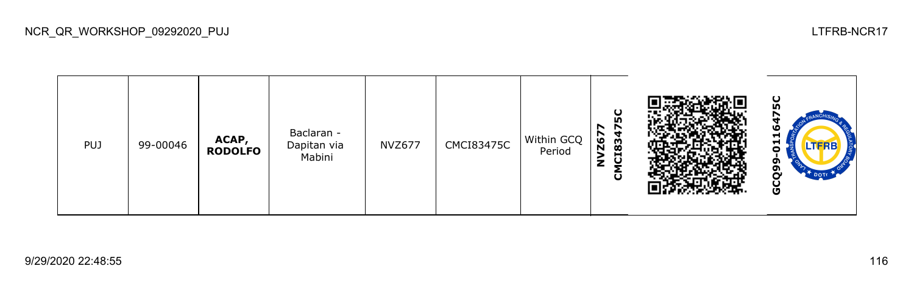| PUJ | 99-00046 | **ACAP, RODOLFO** | Baclaran - Dapitan via Mabini | NVZ677 | CMCI83475C | Within GCQ Period | **NVZ677 CMCI83475C** | | **GCQ99-0116475C** |
|---|---|---|---|---|---|---|---|---|---|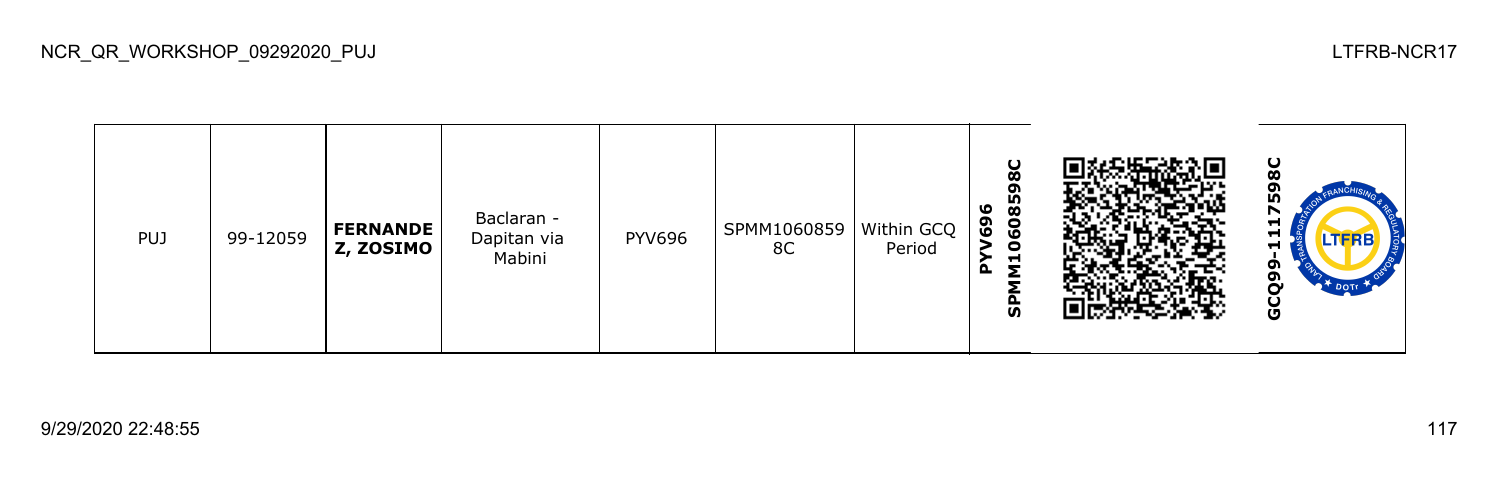| PUJ | 99-12059 | **FERNANDEZ, ZOSIMO** | Baclaran - Dapitan via Mabini | PYV696 | SPMM10608598C | Within GCQ Period | **PYV696 SPMM10608598C** | | **GCQ99-1117598C** |
|---|---|---|---|---|---|---|---|---|---|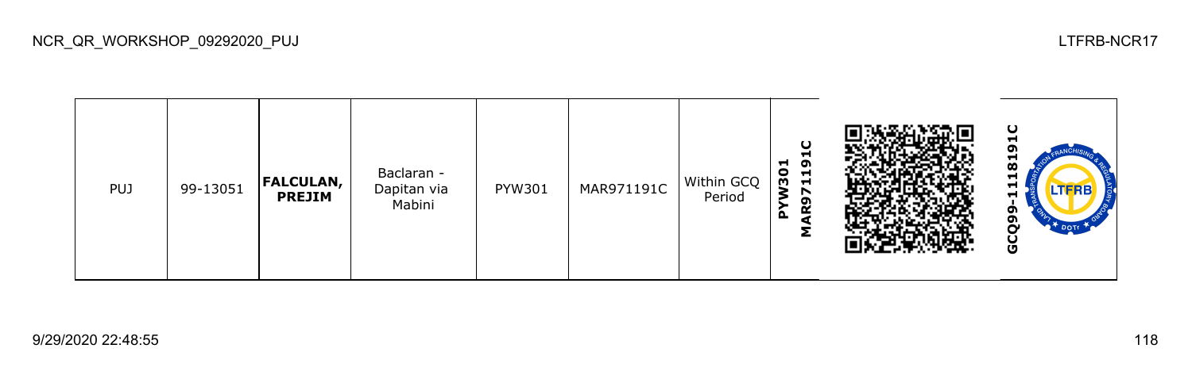NCR_QR_WORKSHOP_09292020_PUJ

LTFRB-NCR17

| PUJ | 99-13051 | **FALCULAN, PREJIM** | Baclaran - Dapitan via Mabini | PYW301 | MAR971191C | Within GCQ Period | **PYW301 MAR971191C** | | **GCQ99-1118191C** |
|---|---|---|---|---|---|---|---|---|---|

9/29/2020 22:48:55